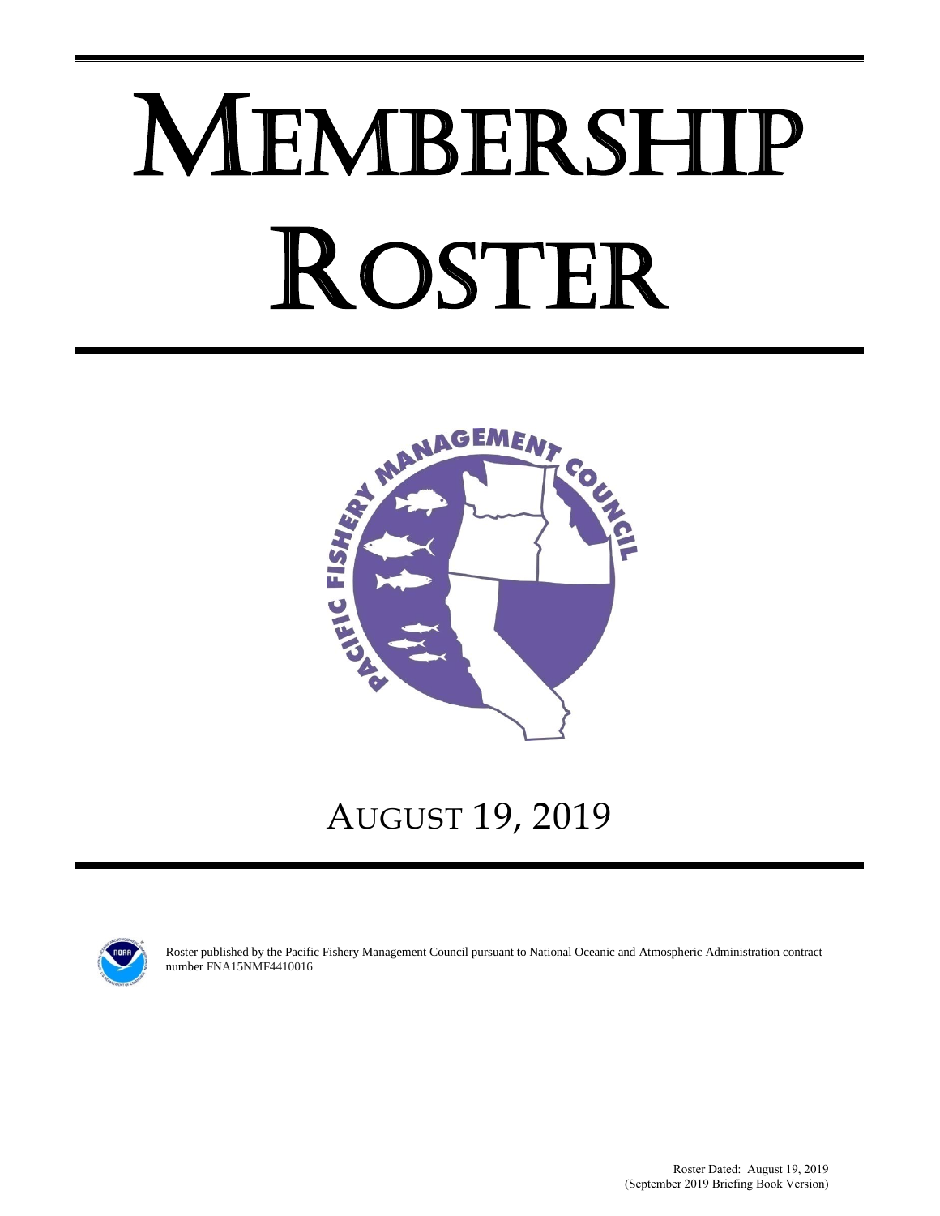# MEMBERSHIP ROSTER

AUGUST 19, 2019

Roster published by the Pacific Fishery Management Council pursuant to National Oceanic and Atmospheric Administration contract number FNA15NMF4410016

Roster Dated: August 19, 2019
(September 2019 Briefing Book Version)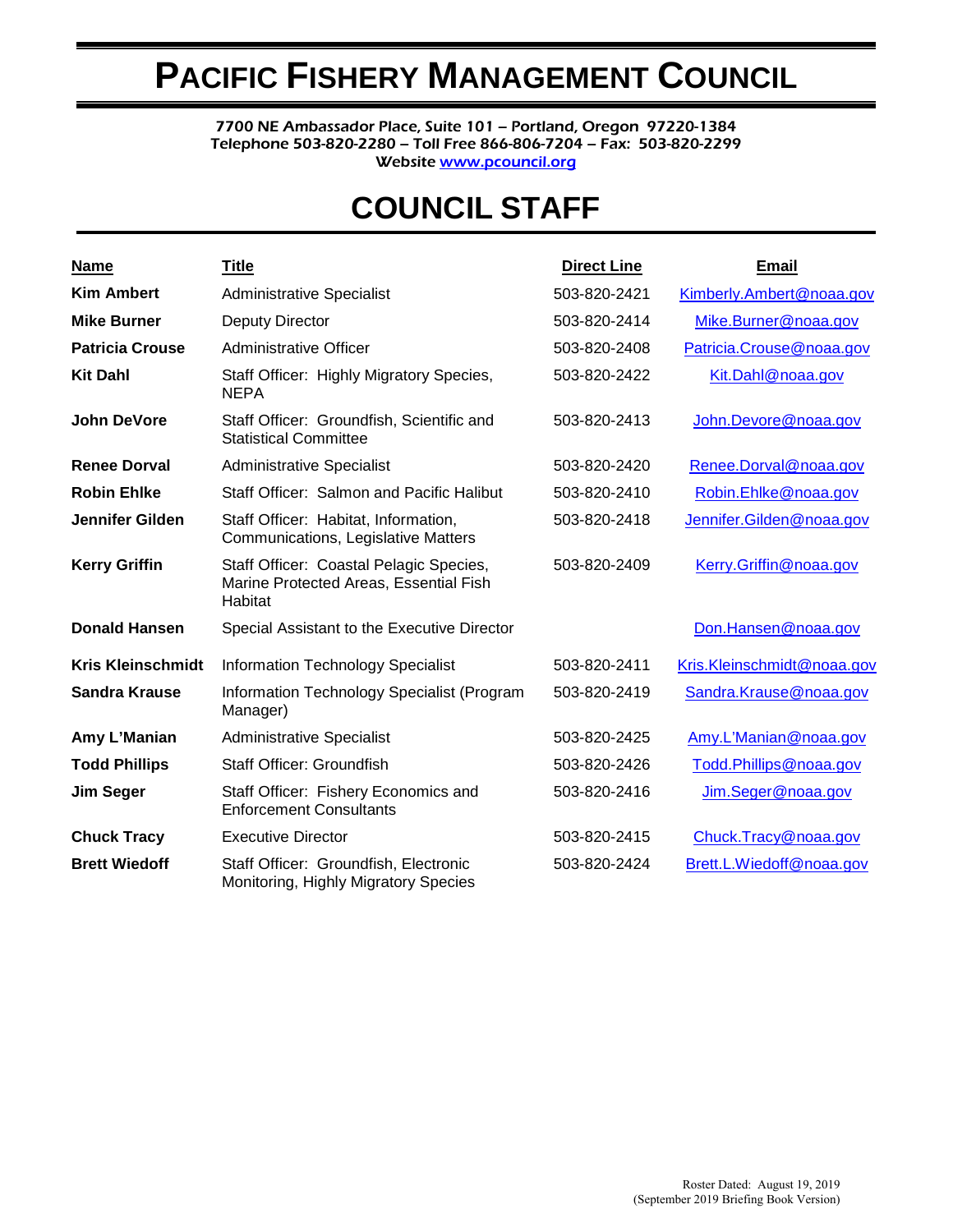# PACIFIC FISHERY MANAGEMENT COUNCIL

7700 NE Ambassador Place, Suite 101 – Portland, Oregon 97220-1384
Telephone 503-820-2280 – Toll Free 866-806-7204 – Fax: 503-820-2299
Website www.pcouncil.org

# COUNCIL STAFF

| Name | Title | Direct Line | Email |
|---|---|---|---|
| **Kim Ambert** | Administrative Specialist | 503-820-2421 | Kimberly.Ambert@noaa.gov |
| **Mike Burner** | Deputy Director | 503-820-2414 | Mike.Burner@noaa.gov |
| **Patricia Crouse** | Administrative Officer | 503-820-2408 | Patricia.Crouse@noaa.gov |
| **Kit Dahl** | Staff Officer: Highly Migratory Species, NEPA | 503-820-2422 | Kit.Dahl@noaa.gov |
| **John DeVore** | Staff Officer: Groundfish, Scientific and Statistical Committee | 503-820-2413 | John.Devore@noaa.gov |
| **Renee Dorval** | Administrative Specialist | 503-820-2420 | Renee.Dorval@noaa.gov |
| **Robin Ehlke** | Staff Officer: Salmon and Pacific Halibut | 503-820-2410 | Robin.Ehlke@noaa.gov |
| **Jennifer Gilden** | Staff Officer: Habitat, Information, Communications, Legislative Matters | 503-820-2418 | Jennifer.Gilden@noaa.gov |
| **Kerry Griffin** | Staff Officer: Coastal Pelagic Species, Marine Protected Areas, Essential Fish Habitat | 503-820-2409 | Kerry.Griffin@noaa.gov |
| **Donald Hansen** | Special Assistant to the Executive Director | | Don.Hansen@noaa.gov |
| **Kris Kleinschmidt** | Information Technology Specialist | 503-820-2411 | Kris.Kleinschmidt@noaa.gov |
| **Sandra Krause** | Information Technology Specialist (Program Manager) | 503-820-2419 | Sandra.Krause@noaa.gov |
| **Amy L'Manian** | Administrative Specialist | 503-820-2425 | Amy.L'Manian@noaa.gov |
| **Todd Phillips** | Staff Officer: Groundfish | 503-820-2426 | Todd.Phillips@noaa.gov |
| **Jim Seger** | Staff Officer: Fishery Economics and Enforcement Consultants | 503-820-2416 | Jim.Seger@noaa.gov |
| **Chuck Tracy** | Executive Director | 503-820-2415 | Chuck.Tracy@noaa.gov |
| **Brett Wiedoff** | Staff Officer: Groundfish, Electronic Monitoring, Highly Migratory Species | 503-820-2424 | Brett.L.Wiedoff@noaa.gov |

Roster Dated: August 19, 2019
(September 2019 Briefing Book Version)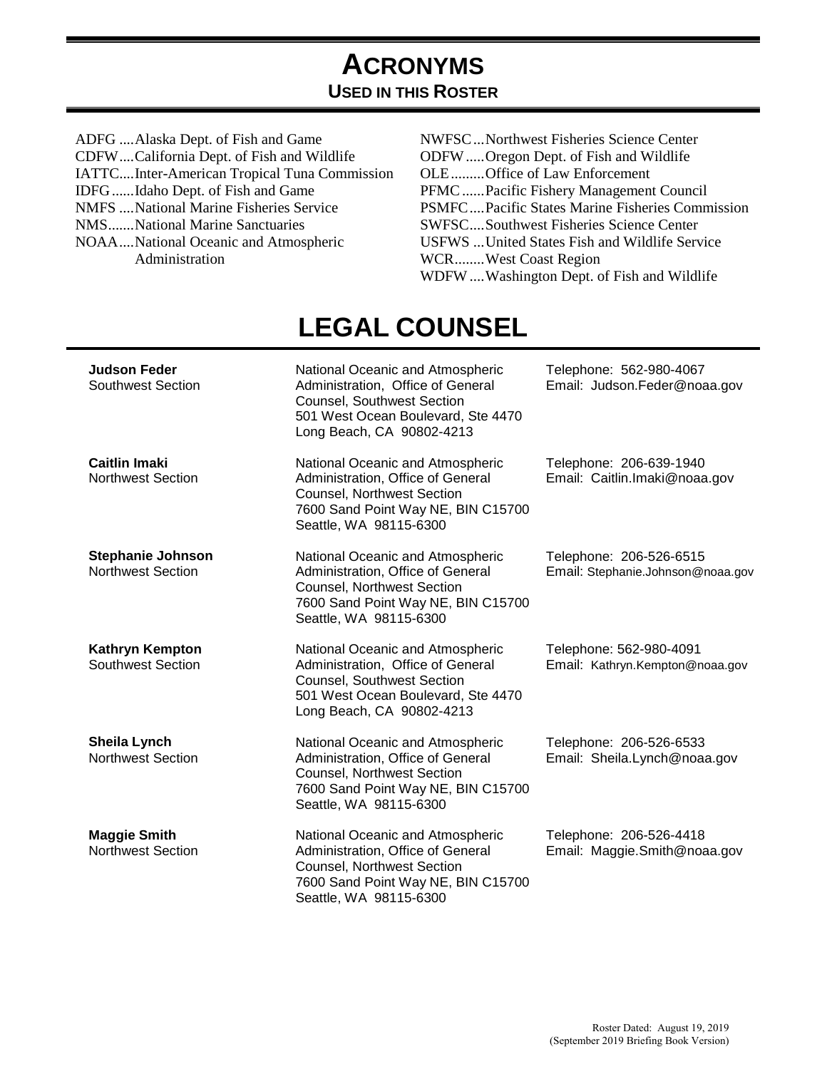# ACRONYMS

## USED IN THIS ROSTER

ADFG ....Alaska Dept. of Fish and Game
CDFW....California Dept. of Fish and Wildlife
IATTC....Inter-American Tropical Tuna Commission
IDFG......Idaho Dept. of Fish and Game
NMFS ....National Marine Fisheries Service
NMS.......National Marine Sanctuaries
NOAA....National Oceanic and Atmospheric Administration
NWFSC...Northwest Fisheries Science Center
ODFW.....Oregon Dept. of Fish and Wildlife
OLE.........Office of Law Enforcement
PFMC......Pacific Fishery Management Council
PSMFC....Pacific States Marine Fisheries Commission
SWFSC....Southwest Fisheries Science Center
USFWS ...United States Fish and Wildlife Service
WCR........West Coast Region
WDFW....Washington Dept. of Fish and Wildlife

# LEGAL COUNSEL

| | | |
|---|---|---|
| **Judson Feder**<br>Southwest Section | National Oceanic and Atmospheric Administration, Office of General Counsel, Southwest Section<br>501 West Ocean Boulevard, Ste 4470<br>Long Beach, CA 90802-4213 | Telephone: 562-980-4067<br>Email: Judson.Feder@noaa.gov |
| **Caitlin Imaki**<br>Northwest Section | National Oceanic and Atmospheric Administration, Office of General Counsel, Northwest Section<br>7600 Sand Point Way NE, BIN C15700<br>Seattle, WA 98115-6300 | Telephone: 206-639-1940<br>Email: Caitlin.Imaki@noaa.gov |
| **Stephanie Johnson**<br>Northwest Section | National Oceanic and Atmospheric Administration, Office of General Counsel, Northwest Section<br>7600 Sand Point Way NE, BIN C15700<br>Seattle, WA 98115-6300 | Telephone: 206-526-6515<br>Email: Stephanie.Johnson@noaa.gov |
| **Kathryn Kempton**<br>Southwest Section | National Oceanic and Atmospheric Administration, Office of General Counsel, Southwest Section<br>501 West Ocean Boulevard, Ste 4470<br>Long Beach, CA 90802-4213 | Telephone: 562-980-4091<br>Email: Kathryn.Kempton@noaa.gov |
| **Sheila Lynch**<br>Northwest Section | National Oceanic and Atmospheric Administration, Office of General Counsel, Northwest Section<br>7600 Sand Point Way NE, BIN C15700<br>Seattle, WA 98115-6300 | Telephone: 206-526-6533<br>Email: Sheila.Lynch@noaa.gov |
| **Maggie Smith**<br>Northwest Section | National Oceanic and Atmospheric Administration, Office of General Counsel, Northwest Section<br>7600 Sand Point Way NE, BIN C15700<br>Seattle, WA 98115-6300 | Telephone: 206-526-4418<br>Email: Maggie.Smith@noaa.gov |

Roster Dated: August 19, 2019
(September 2019 Briefing Book Version)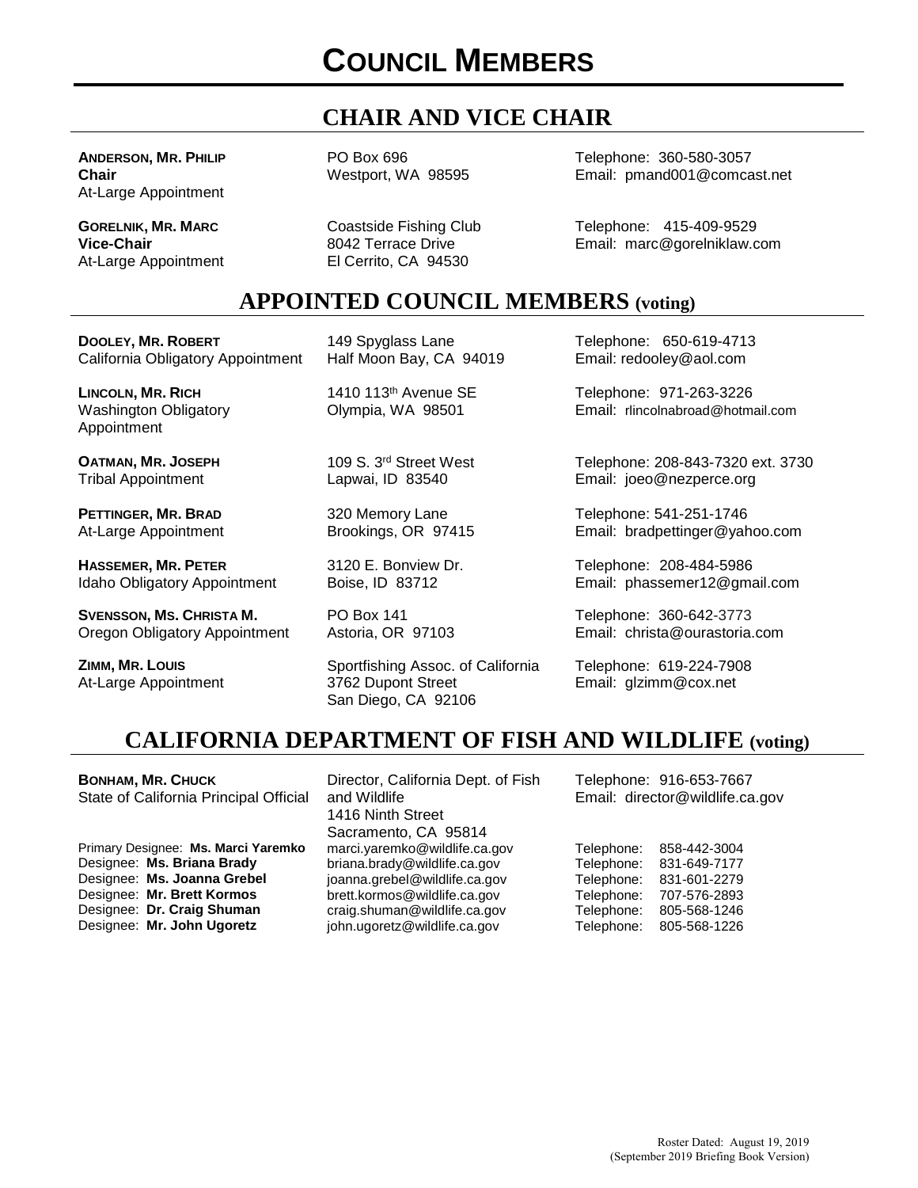# COUNCIL MEMBERS

## CHAIR AND VICE CHAIR

| | | |
|---|---|---|
| **ANDERSON, MR. PHILIP**<br>**Chair**<br>At-Large Appointment | PO Box 696<br>Westport, WA 98595 | Telephone: 360-580-3057<br>Email: pmand001@comcast.net |
| **GORELNIK, MR. MARC**<br>**Vice-Chair**<br>At-Large Appointment | Coastside Fishing Club<br>8042 Terrace Drive<br>El Cerrito, CA 94530 | Telephone: 415-409-9529<br>Email: marc@gorelniklaw.com |

## APPOINTED COUNCIL MEMBERS (voting)

| | | |
|---|---|---|
| **DOOLEY, MR. ROBERT**<br>California Obligatory Appointment | 149 Spyglass Lane<br>Half Moon Bay, CA 94019 | Telephone: 650-619-4713<br>Email: redooley@aol.com |
| **LINCOLN, MR. RICH**<br>Washington Obligatory Appointment | 1410 113th Avenue SE<br>Olympia, WA 98501 | Telephone: 971-263-3226<br>Email: rlincolnabroad@hotmail.com |
| **OATMAN, MR. JOSEPH**<br>Tribal Appointment | 109 S. 3rd Street West<br>Lapwai, ID 83540 | Telephone: 208-843-7320 ext. 3730<br>Email: joeo@nezperce.org |
| **PETTINGER, MR. BRAD**<br>At-Large Appointment | 320 Memory Lane<br>Brookings, OR 97415 | Telephone: 541-251-1746<br>Email: bradpettinger@yahoo.com |
| **HASSEMER, MR. PETER**<br>Idaho Obligatory Appointment | 3120 E. Bonview Dr.<br>Boise, ID 83712 | Telephone: 208-484-5986<br>Email: phassemer12@gmail.com |
| **SVENSSON, MS. CHRISTA M.**<br>Oregon Obligatory Appointment | PO Box 141<br>Astoria, OR 97103 | Telephone: 360-642-3773<br>Email: christa@ourastoria.com |
| **ZIMM, MR. LOUIS**<br>At-Large Appointment | Sportfishing Assoc. of California<br>3762 Dupont Street<br>San Diego, CA 92106 | Telephone: 619-224-7908<br>Email: glzimm@cox.net |

## CALIFORNIA DEPARTMENT OF FISH AND WILDLIFE (voting)

| | | |
|---|---|---|
| **BONHAM, MR. CHUCK**<br>State of California Principal Official | Director, California Dept. of Fish and Wildlife<br>1416 Ninth Street<br>Sacramento, CA 95814 | Telephone: 916-653-7667<br>Email: director@wildlife.ca.gov |
| Primary Designee: **Ms. Marci Yaremko** | marci.yaremko@wildlife.ca.gov | Telephone: 858-442-3004 |
| Designee: **Ms. Briana Brady** | briana.brady@wildlife.ca.gov | Telephone: 831-649-7177 |
| Designee: **Ms. Joanna Grebel** | joanna.grebel@wildlife.ca.gov | Telephone: 831-601-2279 |
| Designee: **Mr. Brett Kormos** | brett.kormos@wildlife.ca.gov | Telephone: 707-576-2893 |
| Designee: **Dr. Craig Shuman** | craig.shuman@wildlife.ca.gov | Telephone: 805-568-1246 |
| Designee: **Mr. John Ugoretz** | john.ugoretz@wildlife.ca.gov | Telephone: 805-568-1226 |

Roster Dated: August 19, 2019
(September 2019 Briefing Book Version)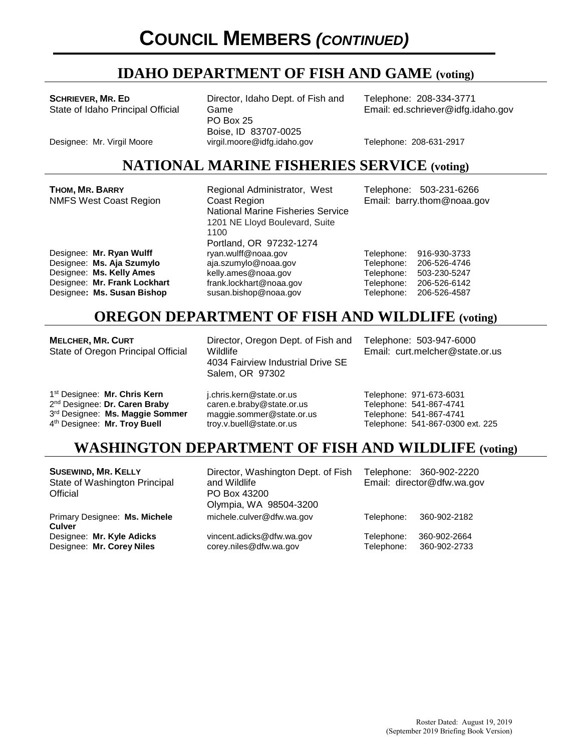# COUNCIL MEMBERS *(CONTINUED)*

## IDAHO DEPARTMENT OF FISH AND GAME (voting)

| | | |
|---|---|---|
| **SCHRIEVER, MR. ED**<br>State of Idaho Principal Official | Director, Idaho Dept. of Fish and Game<br>PO Box 25<br>Boise, ID 83707-0025 | Telephone: 208-334-3771<br>Email: ed.schriever@idfg.idaho.gov |
| Designee: Mr. Virgil Moore | virgil.moore@idfg.idaho.gov | Telephone: 208-631-2917 |

## NATIONAL MARINE FISHERIES SERVICE (voting)

| | | |
|---|---|---|
| **THOM, MR. BARRY**<br>NMFS West Coast Region | Regional Administrator, West Coast Region<br>National Marine Fisheries Service<br>1201 NE Lloyd Boulevard, Suite 1100<br>Portland, OR 97232-1274 | Telephone: 503-231-6266<br>Email: barry.thom@noaa.gov |
| Designee: **Mr. Ryan Wulff** | ryan.wulff@noaa.gov | Telephone: 916-930-3733 |
| Designee: **Ms. Aja Szumylo** | aja.szumylo@noaa.gov | Telephone: 206-526-4746 |
| Designee: **Ms. Kelly Ames** | kelly.ames@noaa.gov | Telephone: 503-230-5247 |
| Designee: **Mr. Frank Lockhart** | frank.lockhart@noaa.gov | Telephone: 206-526-6142 |
| Designee: **Ms. Susan Bishop** | susan.bishop@noaa.gov | Telephone: 206-526-4587 |

## OREGON DEPARTMENT OF FISH AND WILDLIFE (voting)

| | | |
|---|---|---|
| **MELCHER, MR. CURT**<br>State of Oregon Principal Official | Director, Oregon Dept. of Fish and Wildlife<br>4034 Fairview Industrial Drive SE<br>Salem, OR 97302 | Telephone: 503-947-6000<br>Email: curt.melcher@state.or.us |
| 1st Designee: **Mr. Chris Kern** | j.chris.kern@state.or.us | Telephone: 971-673-6031 |
| 2nd Designee: **Dr. Caren Braby** | caren.e.braby@state.or.us | Telephone: 541-867-4741 |
| 3rd Designee: **Ms. Maggie Sommer** | maggie.sommer@state.or.us | Telephone: 541-867-4741 |
| 4th Designee: **Mr. Troy Buell** | troy.v.buell@state.or.us | Telephone: 541-867-0300 ext. 225 |

## WASHINGTON DEPARTMENT OF FISH AND WILDLIFE (voting)

| | | |
|---|---|---|
| **SUSEWIND, MR. KELLY**<br>State of Washington Principal Official | Director, Washington Dept. of Fish and Wildlife<br>PO Box 43200<br>Olympia, WA 98504-3200 | Telephone: 360-902-2220<br>Email: director@dfw.wa.gov |
| Primary Designee: **Ms. Michele Culver** | michele.culver@dfw.wa.gov | Telephone: 360-902-2182 |
| Designee: **Mr. Kyle Adicks** | vincent.adicks@dfw.wa.gov | Telephone: 360-902-2664 |
| Designee: **Mr. Corey Niles** | corey.niles@dfw.wa.gov | Telephone: 360-902-2733 |

Roster Dated: August 19, 2019
(September 2019 Briefing Book Version)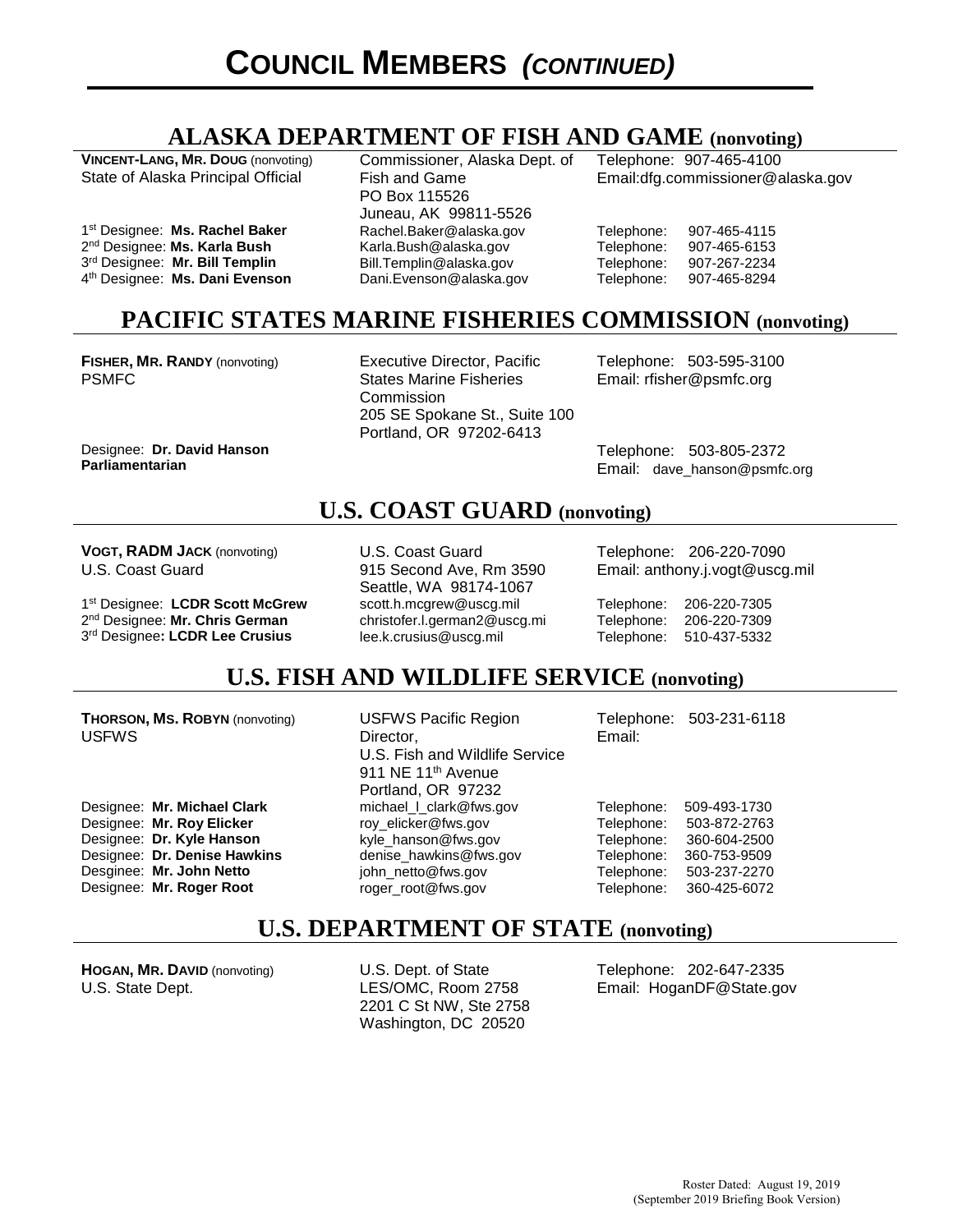# COUNCIL MEMBERS *(CONTINUED)*

## ALASKA DEPARTMENT OF FISH AND GAME (nonvoting)

| | | |
|---|---|---|
| **VINCENT-LANG, MR. DOUG** (nonvoting)<br>State of Alaska Principal Official | Commissioner, Alaska Dept. of Fish and Game<br>PO Box 115526<br>Juneau, AK 99811-5526 | Telephone: 907-465-4100<br>Email:dfg.commissioner@alaska.gov |
| 1st Designee: **Ms. Rachel Baker** | Rachel.Baker@alaska.gov | Telephone: 907-465-4115 |
| 2nd Designee: **Ms. Karla Bush** | Karla.Bush@alaska.gov | Telephone: 907-465-6153 |
| 3rd Designee: **Mr. Bill Templin** | Bill.Templin@alaska.gov | Telephone: 907-267-2234 |
| 4th Designee: **Ms. Dani Evenson** | Dani.Evenson@alaska.gov | Telephone: 907-465-8294 |

## PACIFIC STATES MARINE FISHERIES COMMISSION (nonvoting)

| | | |
|---|---|---|
| **FISHER, MR. RANDY** (nonvoting)<br>PSMFC | Executive Director, Pacific States Marine Fisheries Commission<br>205 SE Spokane St., Suite 100<br>Portland, OR 97202-6413 | Telephone: 503-595-3100<br>Email: rfisher@psmfc.org |
| Designee: **Dr. David Hanson**<br>**Parliamentarian** | | Telephone: 503-805-2372<br>Email: dave_hanson@psmfc.org |

## U.S. COAST GUARD (nonvoting)

| | | |
|---|---|---|
| **VOGT, RADM JACK** (nonvoting)<br>U.S. Coast Guard | U.S. Coast Guard<br>915 Second Ave, Rm 3590<br>Seattle, WA 98174-1067 | Telephone: 206-220-7090<br>Email: anthony.j.vogt@uscg.mil |
| 1st Designee: **LCDR Scott McGrew** | scott.h.mcgrew@uscg.mil | Telephone: 206-220-7305 |
| 2nd Designee: **Mr. Chris German** | christofer.l.german2@uscg.mi | Telephone: 206-220-7309 |
| 3rd Designee**: LCDR Lee Crusius** | lee.k.crusius@uscg.mil | Telephone: 510-437-5332 |

## U.S. FISH AND WILDLIFE SERVICE (nonvoting)

| | | |
|---|---|---|
| **THORSON, MS. ROBYN** (nonvoting)<br>USFWS | USFWS Pacific Region Director,<br>U.S. Fish and Wildlife Service<br>911 NE 11th Avenue<br>Portland, OR 97232 | Telephone: 503-231-6118<br>Email: |
| Designee: **Mr. Michael Clark** | michael_l_clark@fws.gov | Telephone: 509-493-1730 |
| Designee: **Mr. Roy Elicker** | roy_elicker@fws.gov | Telephone: 503-872-2763 |
| Designee: **Dr. Kyle Hanson** | kyle_hanson@fws.gov | Telephone: 360-604-2500 |
| Designee: **Dr. Denise Hawkins** | denise_hawkins@fws.gov | Telephone: 360-753-9509 |
| Desginee: **Mr. John Netto** | john_netto@fws.gov | Telephone: 503-237-2270 |
| Designee: **Mr. Roger Root** | roger_root@fws.gov | Telephone: 360-425-6072 |

## U.S. DEPARTMENT OF STATE (nonvoting)

| | | |
|---|---|---|
| **HOGAN, MR. DAVID** (nonvoting)<br>U.S. State Dept. | U.S. Dept. of State<br>LES/OMC, Room 2758<br>2201 C St NW, Ste 2758<br>Washington, DC 20520 | Telephone: 202-647-2335<br>Email: HoganDF@State.gov |

Roster Dated: August 19, 2019
(September 2019 Briefing Book Version)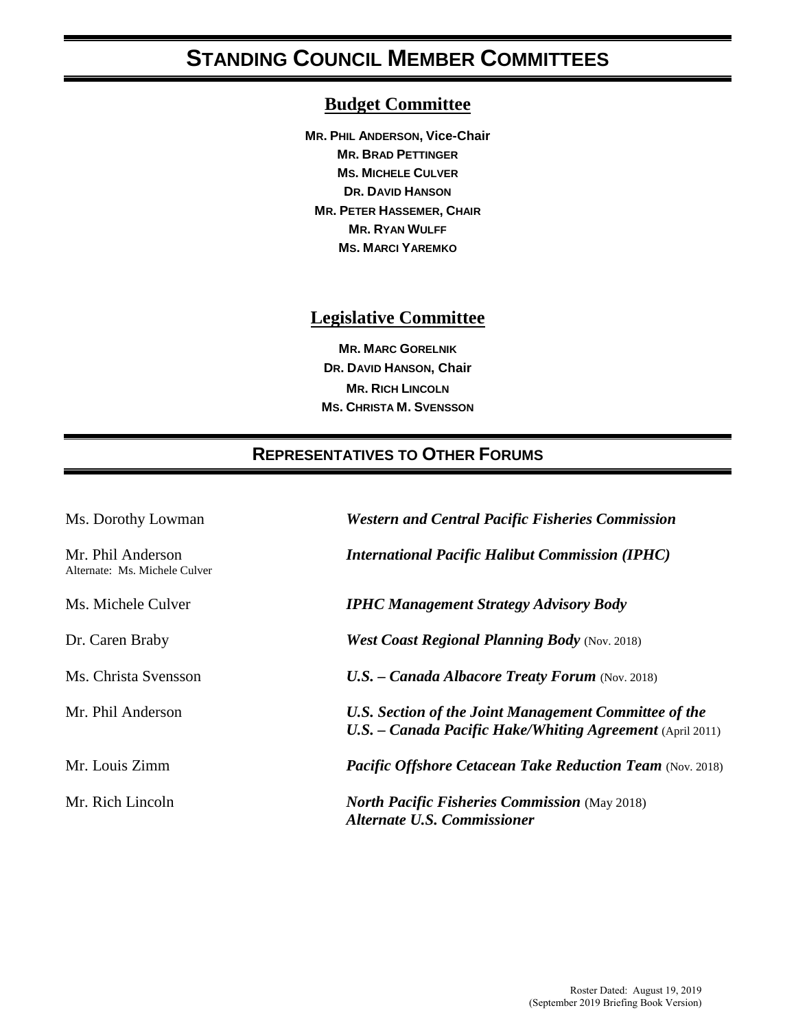# STANDING COUNCIL MEMBER COMMITTEES

## Budget Committee

**MR. PHIL ANDERSON, Vice-Chair**
**MR. BRAD PETTINGER**
**MS. MICHELE CULVER**
**DR. DAVID HANSON**
**MR. PETER HASSEMER, CHAIR**
**MR. RYAN WULFF**
**MS. MARCI YAREMKO**

## Legislative Committee

**MR. MARC GORELNIK**
**DR. DAVID HANSON, Chair**
**MR. RICH LINCOLN**
**MS. CHRISTA M. SVENSSON**

# REPRESENTATIVES TO OTHER FORUMS

| | |
|---|---|
| Ms. Dorothy Lowman | ***Western and Central Pacific Fisheries Commission*** |
| Mr. Phil Anderson<br>Alternate: Ms. Michele Culver | ***International Pacific Halibut Commission (IPHC)*** |
| Ms. Michele Culver | ***IPHC Management Strategy Advisory Body*** |
| Dr. Caren Braby | ***West Coast Regional Planning Body*** (Nov. 2018) |
| Ms. Christa Svensson | ***U.S. – Canada Albacore Treaty Forum*** (Nov. 2018) |
| Mr. Phil Anderson | ***U.S. Section of the Joint Management Committee of the U.S. – Canada Pacific Hake/Whiting Agreement*** (April 2011) |
| Mr. Louis Zimm | ***Pacific Offshore Cetacean Take Reduction Team*** (Nov. 2018) |
| Mr. Rich Lincoln | ***North Pacific Fisheries Commission*** (May 2018)<br>***Alternate U.S. Commissioner*** |

Roster Dated: August 19, 2019
(September 2019 Briefing Book Version)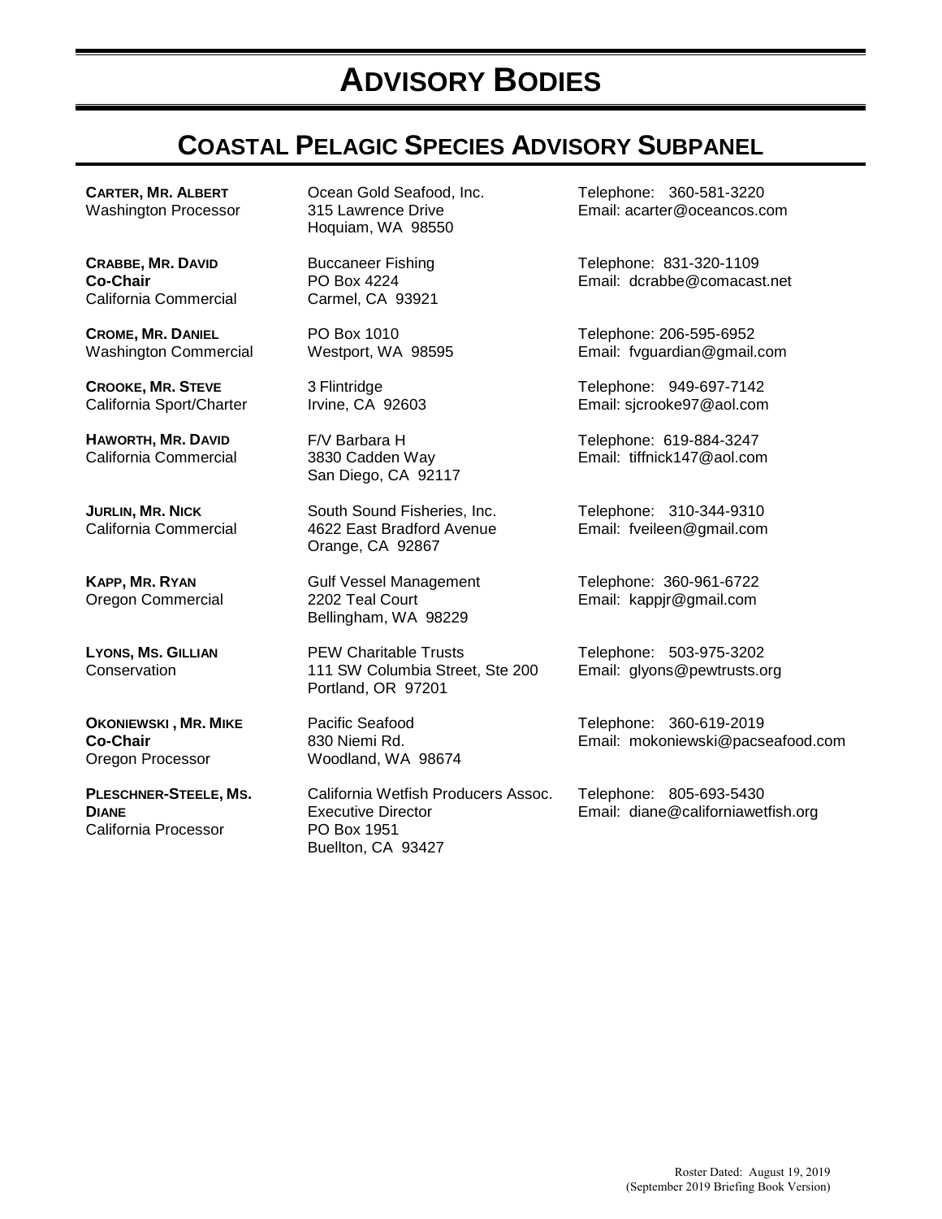# ADVISORY BODIES

## COASTAL PELAGIC SPECIES ADVISORY SUBPANEL

| Name / Position | Affiliation / Address | Contact |
|---|---|---|
| **CARTER, MR. ALBERT**<br>Washington Processor | Ocean Gold Seafood, Inc.<br>315 Lawrence Drive<br>Hoquiam, WA 98550 | Telephone: 360-581-3220<br>Email: acarter@oceancos.com |
| **CRABBE, MR. DAVID**<br>**Co-Chair**<br>California Commercial | Buccaneer Fishing<br>PO Box 4224<br>Carmel, CA 93921 | Telephone: 831-320-1109<br>Email: dcrabbe@comacast.net |
| **CROME, MR. DANIEL**<br>Washington Commercial | PO Box 1010<br>Westport, WA 98595 | Telephone: 206-595-6952<br>Email: fvguardian@gmail.com |
| **CROOKE, MR. STEVE**<br>California Sport/Charter | 3 Flintridge<br>Irvine, CA 92603 | Telephone: 949-697-7142<br>Email: sjcrooke97@aol.com |
| **HAWORTH, MR. DAVID**<br>California Commercial | F/V Barbara H<br>3830 Cadden Way<br>San Diego, CA 92117 | Telephone: 619-884-3247<br>Email: tiffnick147@aol.com |
| **JURLIN, MR. NICK**<br>California Commercial | South Sound Fisheries, Inc.<br>4622 East Bradford Avenue<br>Orange, CA 92867 | Telephone: 310-344-9310<br>Email: fveileen@gmail.com |
| **KAPP, MR. RYAN**<br>Oregon Commercial | Gulf Vessel Management<br>2202 Teal Court<br>Bellingham, WA 98229 | Telephone: 360-961-6722<br>Email: kappjr@gmail.com |
| **LYONS, MS. GILLIAN**<br>Conservation | PEW Charitable Trusts<br>111 SW Columbia Street, Ste 200<br>Portland, OR 97201 | Telephone: 503-975-3202<br>Email: glyons@pewtrusts.org |
| **OKONIEWSKI , MR. MIKE**<br>**Co-Chair**<br>Oregon Processor | Pacific Seafood<br>830 Niemi Rd.<br>Woodland, WA 98674 | Telephone: 360-619-2019<br>Email: mokoniewski@pacseafood.com |
| **PLESCHNER-STEELE, MS. DIANE**<br>California Processor | California Wetfish Producers Assoc.<br>Executive Director<br>PO Box 1951<br>Buellton, CA 93427 | Telephone: 805-693-5430<br>Email: diane@californiawetfish.org |

Roster Dated: August 19, 2019
(September 2019 Briefing Book Version)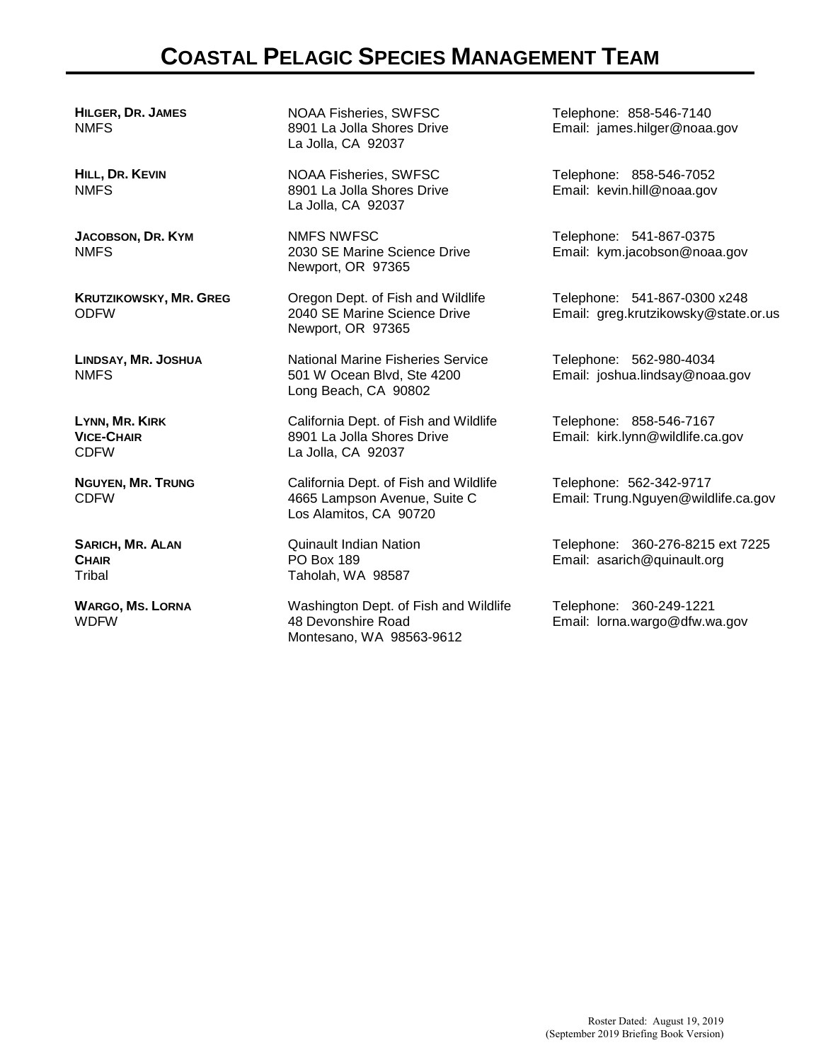# COASTAL PELAGIC SPECIES MANAGEMENT TEAM

| Name | Address | Contact |
|---|---|---|
| **HILGER, DR. JAMES**<br>NMFS | NOAA Fisheries, SWFSC<br>8901 La Jolla Shores Drive<br>La Jolla, CA 92037 | Telephone: 858-546-7140<br>Email: james.hilger@noaa.gov |
| **HILL, DR. KEVIN**<br>NMFS | NOAA Fisheries, SWFSC<br>8901 La Jolla Shores Drive<br>La Jolla, CA 92037 | Telephone: 858-546-7052<br>Email: kevin.hill@noaa.gov |
| **JACOBSON, DR. KYM**<br>NMFS | NMFS NWFSC<br>2030 SE Marine Science Drive<br>Newport, OR 97365 | Telephone: 541-867-0375<br>Email: kym.jacobson@noaa.gov |
| **KRUTZIKOWSKY, MR. GREG**<br>ODFW | Oregon Dept. of Fish and Wildlife<br>2040 SE Marine Science Drive<br>Newport, OR 97365 | Telephone: 541-867-0300 x248<br>Email: greg.krutzikowsky@state.or.us |
| **LINDSAY, MR. JOSHUA**<br>NMFS | National Marine Fisheries Service<br>501 W Ocean Blvd, Ste 4200<br>Long Beach, CA 90802 | Telephone: 562-980-4034<br>Email: joshua.lindsay@noaa.gov |
| **LYNN, MR. KIRK**<br>**VICE-CHAIR**<br>CDFW | California Dept. of Fish and Wildlife<br>8901 La Jolla Shores Drive<br>La Jolla, CA 92037 | Telephone: 858-546-7167<br>Email: kirk.lynn@wildlife.ca.gov |
| **NGUYEN, MR. TRUNG**<br>CDFW | California Dept. of Fish and Wildlife<br>4665 Lampson Avenue, Suite C<br>Los Alamitos, CA 90720 | Telephone: 562-342-9717<br>Email: Trung.Nguyen@wildlife.ca.gov |
| **SARICH, MR. ALAN**<br>**CHAIR**<br>Tribal | Quinault Indian Nation<br>PO Box 189<br>Taholah, WA 98587 | Telephone: 360-276-8215 ext 7225<br>Email: asarich@quinault.org |
| **WARGO, MS. LORNA**<br>WDFW | Washington Dept. of Fish and Wildlife<br>48 Devonshire Road<br>Montesano, WA 98563-9612 | Telephone: 360-249-1221<br>Email: lorna.wargo@dfw.wa.gov |

Roster Dated: August 19, 2019
(September 2019 Briefing Book Version)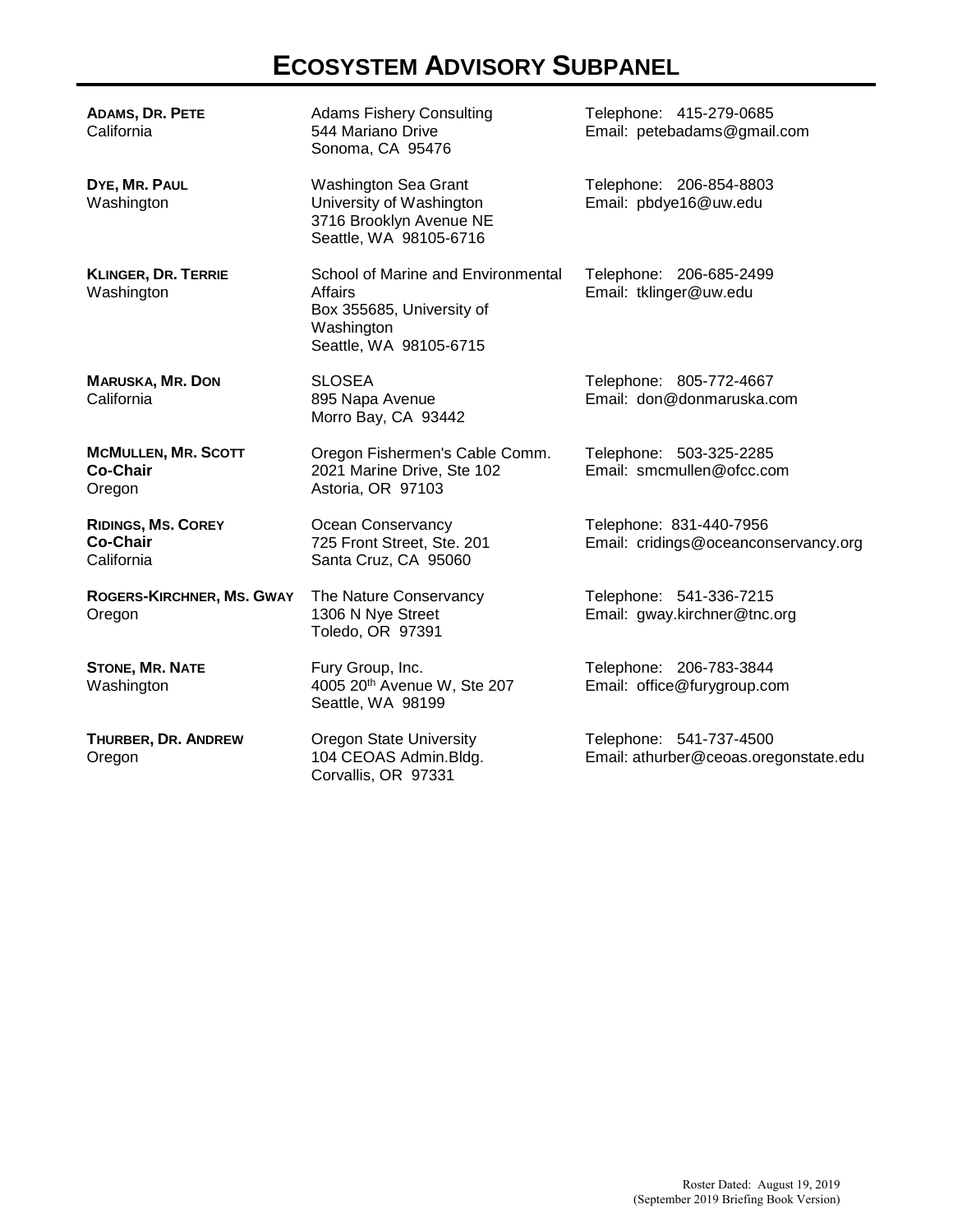# ECOSYSTEM ADVISORY SUBPANEL

| | | |
|---|---|---|
| **ADAMS, DR. PETE**<br>California | Adams Fishery Consulting<br>544 Mariano Drive<br>Sonoma, CA 95476 | Telephone: 415-279-0685<br>Email: petebadams@gmail.com |
| **DYE, MR. PAUL**<br>Washington | Washington Sea Grant<br>University of Washington<br>3716 Brooklyn Avenue NE<br>Seattle, WA 98105-6716 | Telephone: 206-854-8803<br>Email: pbdye16@uw.edu |
| **KLINGER, DR. TERRIE**<br>Washington | School of Marine and Environmental Affairs<br>Box 355685, University of Washington<br>Seattle, WA 98105-6715 | Telephone: 206-685-2499<br>Email: tklinger@uw.edu |
| **MARUSKA, MR. DON**<br>California | SLOSEA<br>895 Napa Avenue<br>Morro Bay, CA 93442 | Telephone: 805-772-4667<br>Email: don@donmaruska.com |
| **MCMULLEN, MR. SCOTT**<br>**Co-Chair**<br>Oregon | Oregon Fishermen's Cable Comm.<br>2021 Marine Drive, Ste 102<br>Astoria, OR 97103 | Telephone: 503-325-2285<br>Email: smcmullen@ofcc.com |
| **RIDINGS, MS. COREY**<br>**Co-Chair**<br>California | Ocean Conservancy<br>725 Front Street, Ste. 201<br>Santa Cruz, CA 95060 | Telephone: 831-440-7956<br>Email: cridings@oceanconservancy.org |
| **ROGERS-KIRCHNER, MS. GWAY**<br>Oregon | The Nature Conservancy<br>1306 N Nye Street<br>Toledo, OR 97391 | Telephone: 541-336-7215<br>Email: gway.kirchner@tnc.org |
| **STONE, MR. NATE**<br>Washington | Fury Group, Inc.<br>4005 20th Avenue W, Ste 207<br>Seattle, WA 98199 | Telephone: 206-783-3844<br>Email: office@furygroup.com |
| **THURBER, DR. ANDREW**<br>Oregon | Oregon State University<br>104 CEOAS Admin.Bldg.<br>Corvallis, OR 97331 | Telephone: 541-737-4500<br>Email: athurber@ceoas.oregonstate.edu |

Roster Dated: August 19, 2019
(September 2019 Briefing Book Version)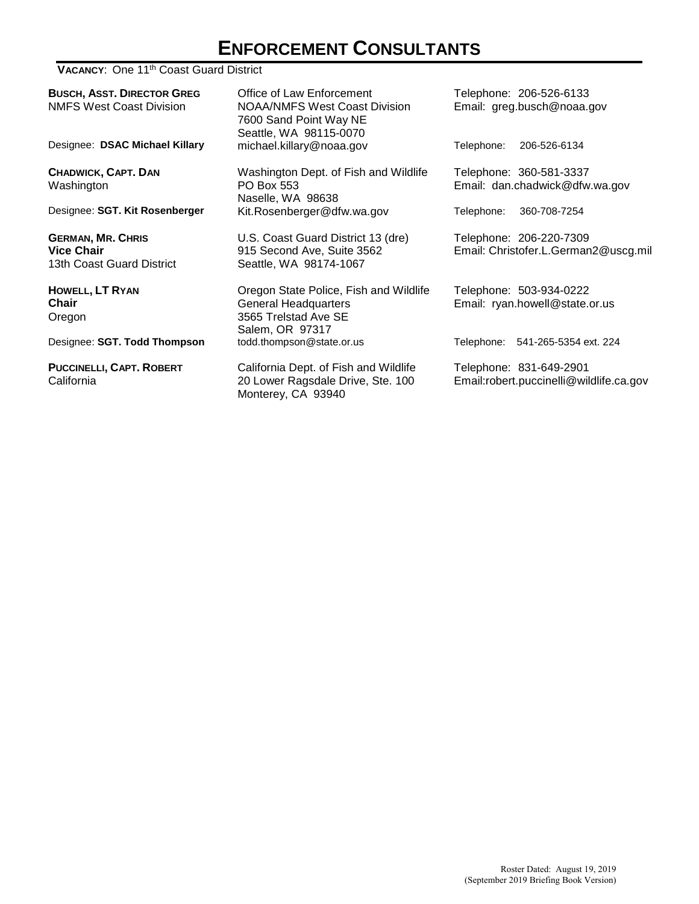# ENFORCEMENT CONSULTANTS

**VACANCY**: One 11th Coast Guard District

| Name | Address | Contact |
|---|---|---|
| **BUSCH, ASST. DIRECTOR GREG**<br>NMFS West Coast Division | Office of Law Enforcement<br>NOAA/NMFS West Coast Division<br>7600 Sand Point Way NE<br>Seattle, WA 98115-0070 | Telephone: 206-526-6133<br>Email: greg.busch@noaa.gov |
| Designee: **DSAC Michael Killary** | michael.killary@noaa.gov | Telephone: 206-526-6134 |
| **CHADWICK, CAPT. DAN**<br>Washington | Washington Dept. of Fish and Wildlife<br>PO Box 553<br>Naselle, WA 98638 | Telephone: 360-581-3337<br>Email: dan.chadwick@dfw.wa.gov |
| Designee: **SGT. Kit Rosenberger** | Kit.Rosenberger@dfw.wa.gov | Telephone: 360-708-7254 |
| **GERMAN, MR. CHRIS**<br>**Vice Chair**<br>13th Coast Guard District | U.S. Coast Guard District 13 (dre)<br>915 Second Ave, Suite 3562<br>Seattle, WA 98174-1067 | Telephone: 206-220-7309<br>Email: Christofer.L.German2@uscg.mil |
| **HOWELL, LT RYAN**<br>**Chair**<br>Oregon | Oregon State Police, Fish and Wildlife<br>General Headquarters<br>3565 Trelstad Ave SE<br>Salem, OR 97317 | Telephone: 503-934-0222<br>Email: ryan.howell@state.or.us |
| Designee: **SGT. Todd Thompson** | todd.thompson@state.or.us | Telephone: 541-265-5354 ext. 224 |
| **PUCCINELLI, CAPT. ROBERT**<br>California | California Dept. of Fish and Wildlife<br>20 Lower Ragsdale Drive, Ste. 100<br>Monterey, CA 93940 | Telephone: 831-649-2901<br>Email:robert.puccinelli@wildlife.ca.gov |

Roster Dated: August 19, 2019
(September 2019 Briefing Book Version)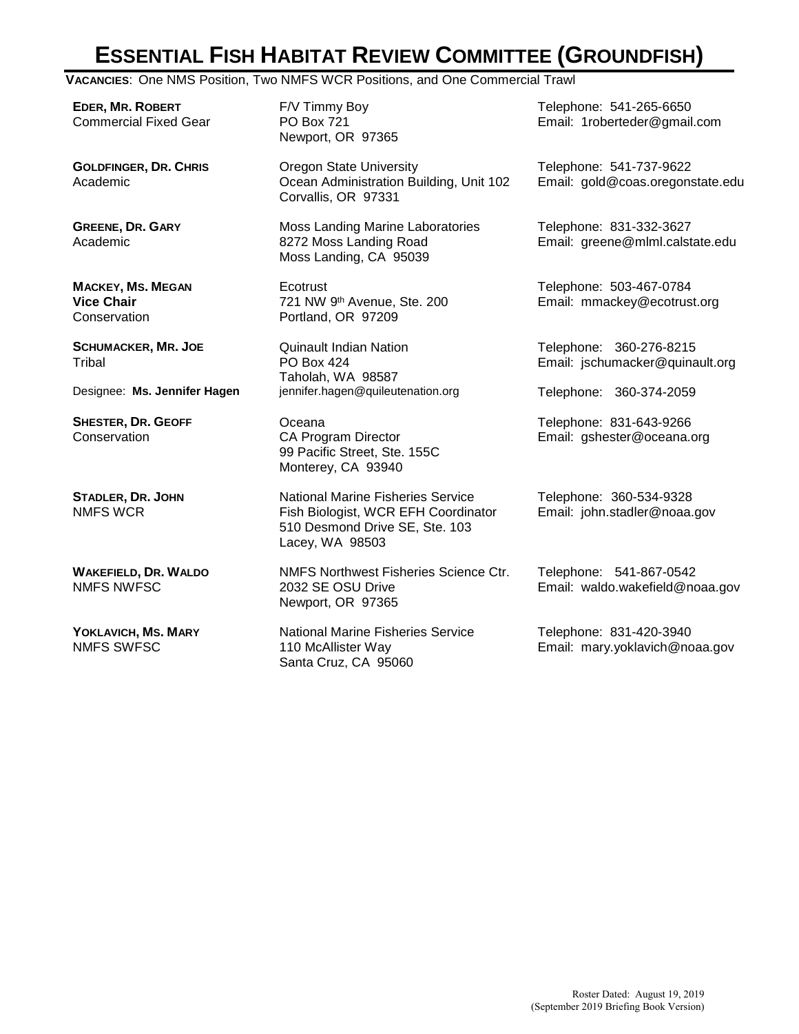# ESSENTIAL FISH HABITAT REVIEW COMMITTEE (GROUNDFISH)

**VACANCIES**: One NMS Position, Two NMFS WCR Positions, and One Commercial Trawl

| Member | Address | Contact |
|---|---|---|
| **EDER, MR. ROBERT**<br>Commercial Fixed Gear | F/V Timmy Boy<br>PO Box 721<br>Newport, OR 97365 | Telephone: 541-265-6650<br>Email: 1roberteder@gmail.com |
| **GOLDFINGER, DR. CHRIS**<br>Academic | Oregon State University<br>Ocean Administration Building, Unit 102<br>Corvallis, OR 97331 | Telephone: 541-737-9622<br>Email: gold@coas.oregonstate.edu |
| **GREENE, DR. GARY**<br>Academic | Moss Landing Marine Laboratories<br>8272 Moss Landing Road<br>Moss Landing, CA 95039 | Telephone: 831-332-3627<br>Email: greene@mlml.calstate.edu |
| **MACKEY, MS. MEGAN**<br>**Vice Chair**<br>Conservation | Ecotrust<br>721 NW 9th Avenue, Ste. 200<br>Portland, OR 97209 | Telephone: 503-467-0784<br>Email: mmackey@ecotrust.org |
| **SCHUMACKER, MR. JOE**<br>Tribal | Quinault Indian Nation<br>PO Box 424<br>Taholah, WA 98587 | Telephone: 360-276-8215<br>Email: jschumacker@quinault.org |
| Designee: **Ms. Jennifer Hagen** | jennifer.hagen@quileutenation.org | Telephone: 360-374-2059 |
| **SHESTER, DR. GEOFF**<br>Conservation | Oceana<br>CA Program Director<br>99 Pacific Street, Ste. 155C<br>Monterey, CA 93940 | Telephone: 831-643-9266<br>Email: gshester@oceana.org |
| **STADLER, DR. JOHN**<br>NMFS WCR | National Marine Fisheries Service<br>Fish Biologist, WCR EFH Coordinator<br>510 Desmond Drive SE, Ste. 103<br>Lacey, WA 98503 | Telephone: 360-534-9328<br>Email: john.stadler@noaa.gov |
| **WAKEFIELD, DR. WALDO**<br>NMFS NWFSC | NMFS Northwest Fisheries Science Ctr.<br>2032 SE OSU Drive<br>Newport, OR 97365 | Telephone: 541-867-0542<br>Email: waldo.wakefield@noaa.gov |
| **YOKLAVICH, MS. MARY**<br>NMFS SWFSC | National Marine Fisheries Service<br>110 McAllister Way<br>Santa Cruz, CA 95060 | Telephone: 831-420-3940<br>Email: mary.yoklavich@noaa.gov |

Roster Dated: August 19, 2019
(September 2019 Briefing Book Version)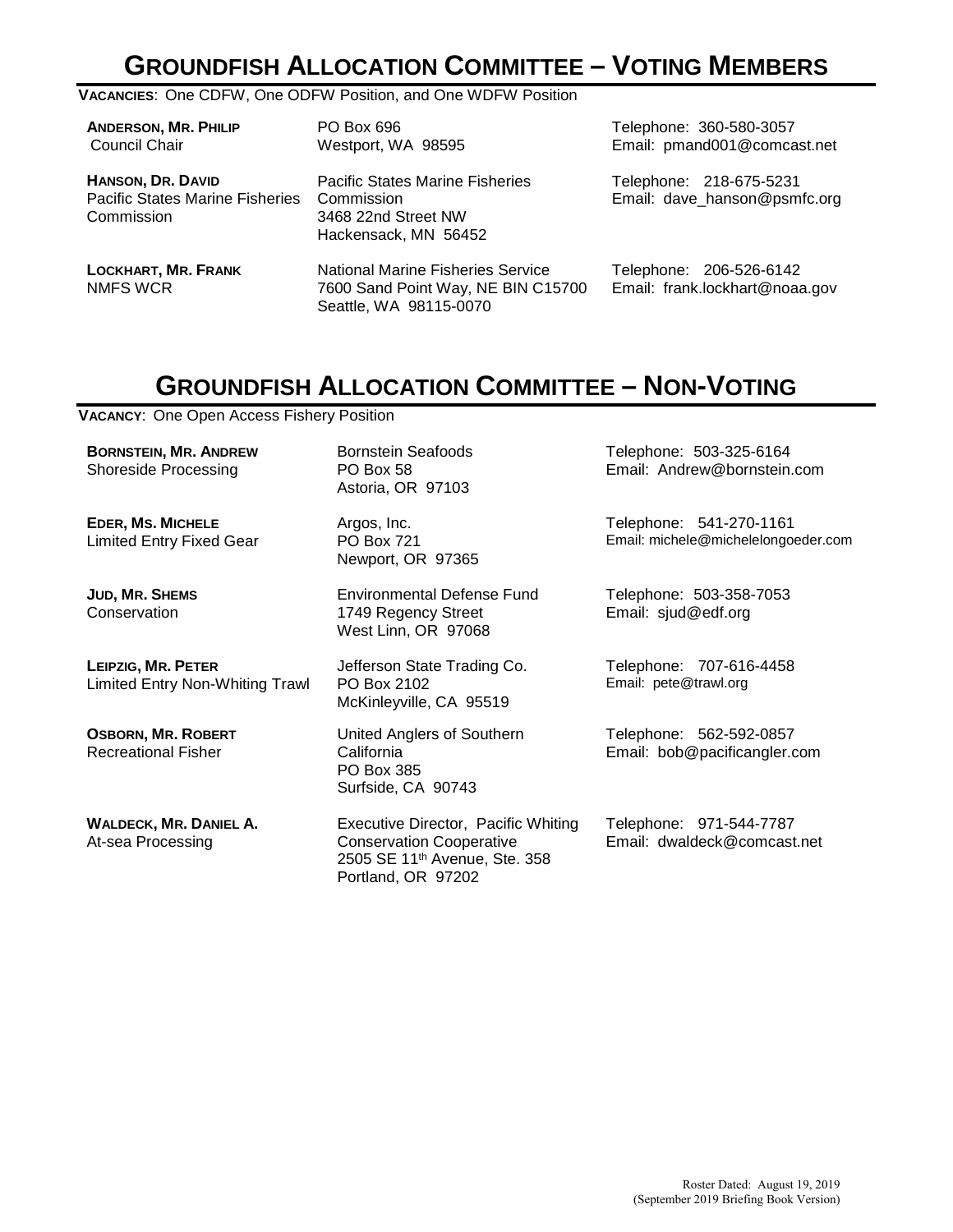# GROUNDFISH ALLOCATION COMMITTEE – VOTING MEMBERS

**VACANCIES**: One CDFW, One ODFW Position, and One WDFW Position

**ANDERSON, MR. PHILIP**
Council Chair

PO Box 696
Westport, WA 98595

Telephone: 360-580-3057
Email: pmand001@comcast.net

**HANSON, DR. DAVID**
Pacific States Marine Fisheries Commission

Pacific States Marine Fisheries Commission
3468 22nd Street NW
Hackensack, MN 56452

Telephone: 218-675-5231
Email: dave_hanson@psmfc.org

**LOCKHART, MR. FRANK**
NMFS WCR

National Marine Fisheries Service
7600 Sand Point Way, NE BIN C15700
Seattle, WA 98115-0070

Telephone: 206-526-6142
Email: frank.lockhart@noaa.gov

# GROUNDFISH ALLOCATION COMMITTEE – NON-VOTING

**VACANCY**: One Open Access Fishery Position

**BORNSTEIN, MR. ANDREW**
Shoreside Processing

Bornstein Seafoods
PO Box 58
Astoria, OR 97103

Telephone: 503-325-6164
Email: Andrew@bornstein.com

**EDER, MS. MICHELE**
Limited Entry Fixed Gear

Argos, Inc.
PO Box 721
Newport, OR 97365

Telephone: 541-270-1161
Email: michele@michelelongoeder.com

**JUD, MR. SHEMS**
Conservation

Environmental Defense Fund
1749 Regency Street
West Linn, OR 97068

Telephone: 503-358-7053
Email: sjud@edf.org

**LEIPZIG, MR. PETER**
Limited Entry Non-Whiting Trawl

Jefferson State Trading Co.
PO Box 2102
McKinleyville, CA 95519

Telephone: 707-616-4458
Email: pete@trawl.org

**OSBORN, MR. ROBERT**
Recreational Fisher

United Anglers of Southern California
PO Box 385
Surfside, CA 90743

Telephone: 562-592-0857
Email: bob@pacificangler.com

**WALDECK, MR. DANIEL A.**
At-sea Processing

Executive Director, Pacific Whiting Conservation Cooperative
2505 SE 11th Avenue, Ste. 358
Portland, OR 97202

Telephone: 971-544-7787
Email: dwaldeck@comcast.net

Roster Dated: August 19, 2019
(September 2019 Briefing Book Version)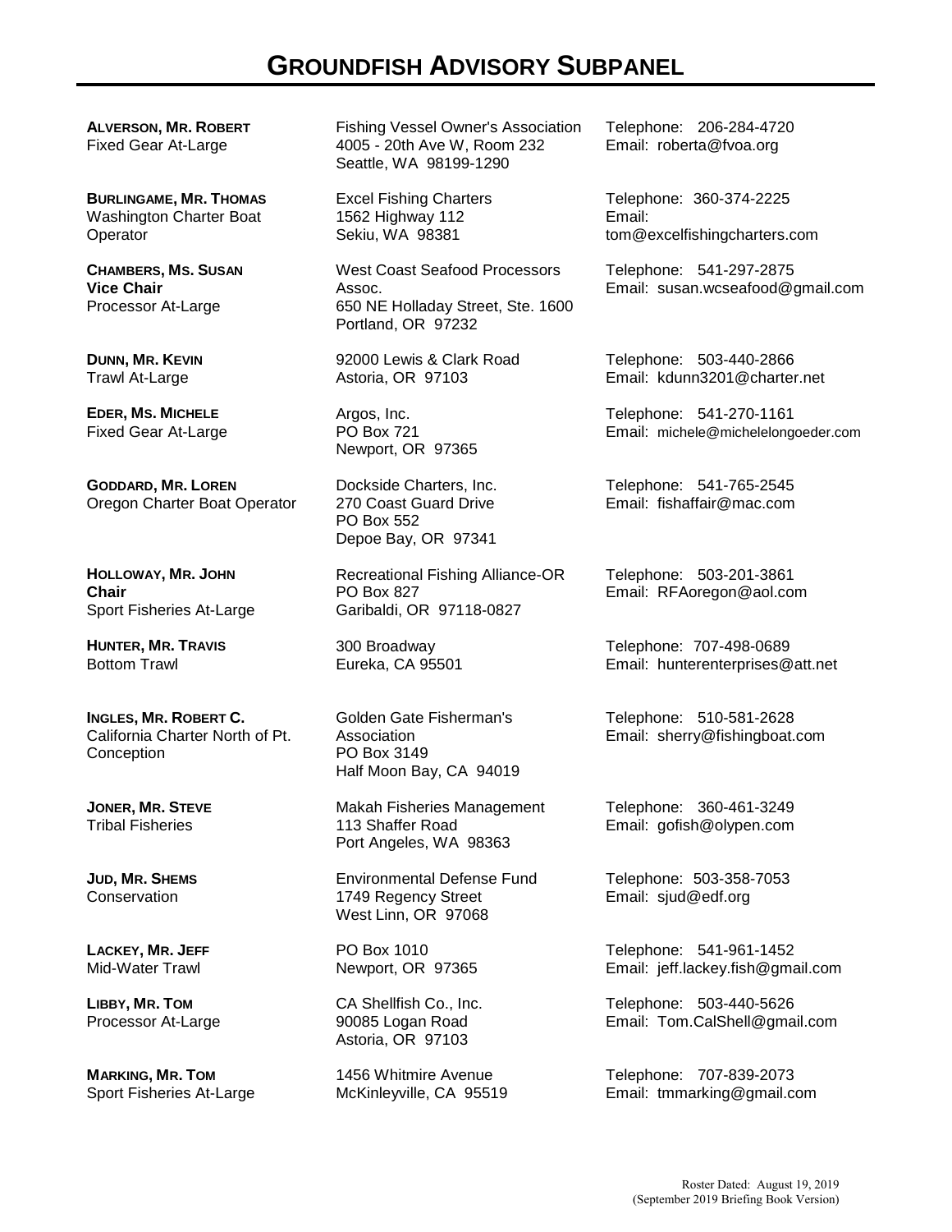# GROUNDFISH ADVISORY SUBPANEL

| Name / Position | Affiliation / Address | Contact |
| --- | --- | --- |
| **ALVERSON, MR. ROBERT**<br>Fixed Gear At-Large | Fishing Vessel Owner's Association<br>4005 - 20th Ave W, Room 232<br>Seattle, WA 98199-1290 | Telephone: 206-284-4720<br>Email: roberta@fvoa.org |
| **BURLINGAME, MR. THOMAS**<br>Washington Charter Boat Operator | Excel Fishing Charters<br>1562 Highway 112<br>Sekiu, WA 98381 | Telephone: 360-374-2225<br>Email: tom@excelfishingcharters.com |
| **CHAMBERS, MS. SUSAN**<br>**Vice Chair**<br>Processor At-Large | West Coast Seafood Processors Assoc.<br>650 NE Holladay Street, Ste. 1600<br>Portland, OR 97232 | Telephone: 541-297-2875<br>Email: susan.wcseafood@gmail.com |
| **DUNN, MR. KEVIN**<br>Trawl At-Large | 92000 Lewis & Clark Road<br>Astoria, OR 97103 | Telephone: 503-440-2866<br>Email: kdunn3201@charter.net |
| **EDER, MS. MICHELE**<br>Fixed Gear At-Large | Argos, Inc.<br>PO Box 721<br>Newport, OR 97365 | Telephone: 541-270-1161<br>Email: michele@michelelongoeder.com |
| **GODDARD, MR. LOREN**<br>Oregon Charter Boat Operator | Dockside Charters, Inc.<br>270 Coast Guard Drive<br>PO Box 552<br>Depoe Bay, OR 97341 | Telephone: 541-765-2545<br>Email: fishaffair@mac.com |
| **HOLLOWAY, MR. JOHN**<br>**Chair**<br>Sport Fisheries At-Large | Recreational Fishing Alliance-OR<br>PO Box 827<br>Garibaldi, OR 97118-0827 | Telephone: 503-201-3861<br>Email: RFAoregon@aol.com |
| **HUNTER, MR. TRAVIS**<br>Bottom Trawl | 300 Broadway<br>Eureka, CA 95501 | Telephone: 707-498-0689<br>Email: hunterenterprises@att.net |
| **INGLES, MR. ROBERT C.**<br>California Charter North of Pt. Conception | Golden Gate Fisherman's Association<br>PO Box 3149<br>Half Moon Bay, CA 94019 | Telephone: 510-581-2628<br>Email: sherry@fishingboat.com |
| **JONER, MR. STEVE**<br>Tribal Fisheries | Makah Fisheries Management<br>113 Shaffer Road<br>Port Angeles, WA 98363 | Telephone: 360-461-3249<br>Email: gofish@olypen.com |
| **JUD, MR. SHEMS**<br>Conservation | Environmental Defense Fund<br>1749 Regency Street<br>West Linn, OR 97068 | Telephone: 503-358-7053<br>Email: sjud@edf.org |
| **LACKEY, MR. JEFF**<br>Mid-Water Trawl | PO Box 1010<br>Newport, OR 97365 | Telephone: 541-961-1452<br>Email: jeff.lackey.fish@gmail.com |
| **LIBBY, MR. TOM**<br>Processor At-Large | CA Shellfish Co., Inc.<br>90085 Logan Road<br>Astoria, OR 97103 | Telephone: 503-440-5626<br>Email: Tom.CalShell@gmail.com |
| **MARKING, MR. TOM**<br>Sport Fisheries At-Large | 1456 Whitmire Avenue<br>McKinleyville, CA 95519 | Telephone: 707-839-2073<br>Email: tmmarking@gmail.com |

Roster Dated: August 19, 2019
(September 2019 Briefing Book Version)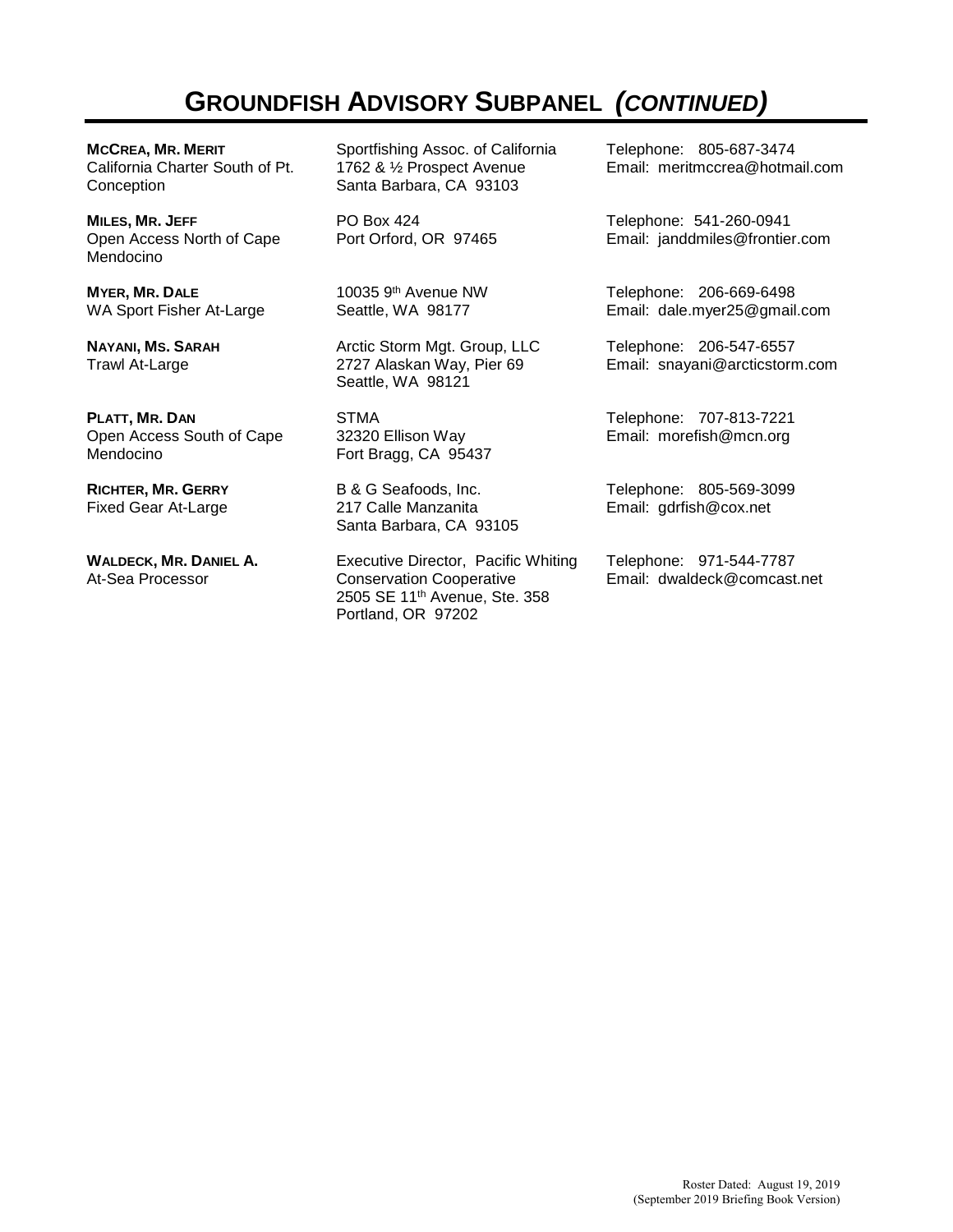# GROUNDFISH ADVISORY SUBPANEL *(CONTINUED)*

| | | |
|---|---|---|
| **MCCREA, MR. MERIT**<br>California Charter South of Pt. Conception | Sportfishing Assoc. of California<br>1762 & ½ Prospect Avenue<br>Santa Barbara, CA 93103 | Telephone: 805-687-3474<br>Email: meritmccrea@hotmail.com |
| **MILES, MR. JEFF**<br>Open Access North of Cape Mendocino | PO Box 424<br>Port Orford, OR 97465 | Telephone: 541-260-0941<br>Email: janddmiles@frontier.com |
| **MYER, MR. DALE**<br>WA Sport Fisher At-Large | 10035 9th Avenue NW<br>Seattle, WA 98177 | Telephone: 206-669-6498<br>Email: dale.myer25@gmail.com |
| **NAYANI, MS. SARAH**<br>Trawl At-Large | Arctic Storm Mgt. Group, LLC<br>2727 Alaskan Way, Pier 69<br>Seattle, WA 98121 | Telephone: 206-547-6557<br>Email: snayani@arcticstorm.com |
| **PLATT, MR. DAN**<br>Open Access South of Cape Mendocino | STMA<br>32320 Ellison Way<br>Fort Bragg, CA 95437 | Telephone: 707-813-7221<br>Email: morefish@mcn.org |
| **RICHTER, MR. GERRY**<br>Fixed Gear At-Large | B & G Seafoods, Inc.<br>217 Calle Manzanita<br>Santa Barbara, CA 93105 | Telephone: 805-569-3099<br>Email: gdrfish@cox.net |
| **WALDECK, MR. DANIEL A.**<br>At-Sea Processor | Executive Director, Pacific Whiting Conservation Cooperative<br>2505 SE 11th Avenue, Ste. 358<br>Portland, OR 97202 | Telephone: 971-544-7787<br>Email: dwaldeck@comcast.net |

Roster Dated: August 19, 2019
(September 2019 Briefing Book Version)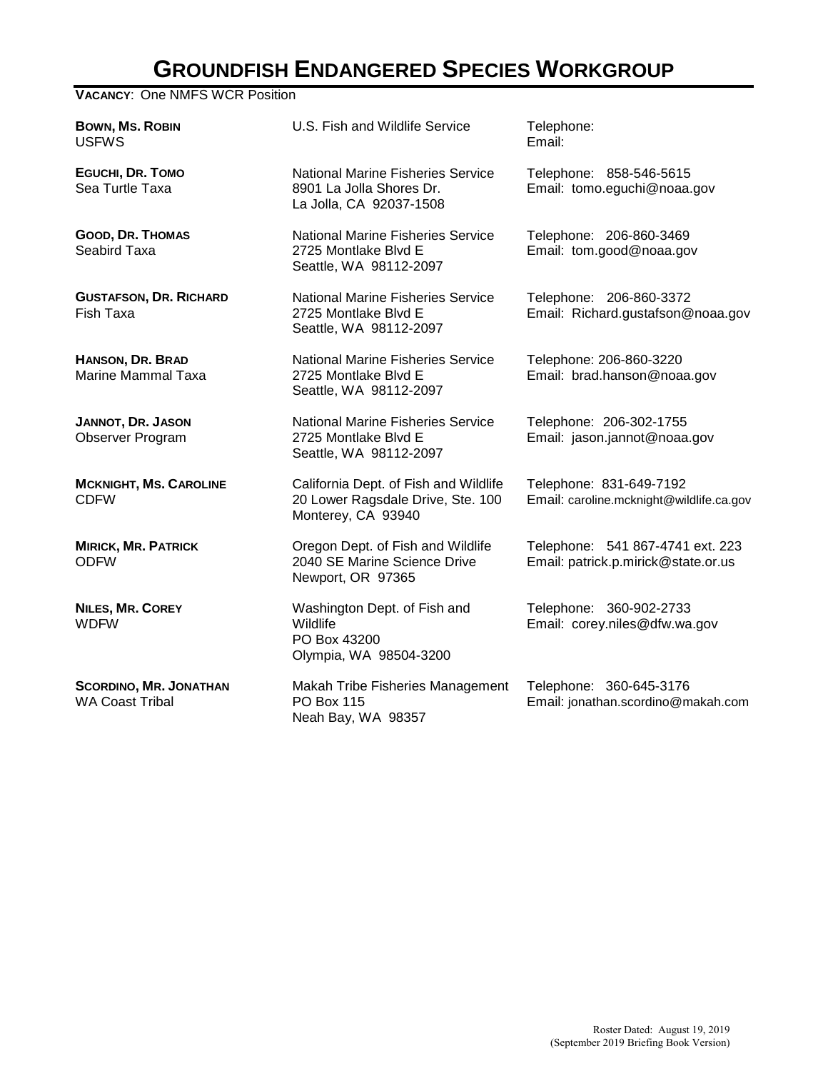# GROUNDFISH ENDANGERED SPECIES WORKGROUP

**VACANCY**: One NMFS WCR Position

| Name | Affiliation | Contact |
|---|---|---|
| **BOWN, MS. ROBIN**<br>USFWS | U.S. Fish and Wildlife Service | Telephone:<br>Email: |
| **EGUCHI, DR. TOMO**<br>Sea Turtle Taxa | National Marine Fisheries Service<br>8901 La Jolla Shores Dr.<br>La Jolla, CA 92037-1508 | Telephone: 858-546-5615<br>Email: tomo.eguchi@noaa.gov |
| **GOOD, DR. THOMAS**<br>Seabird Taxa | National Marine Fisheries Service<br>2725 Montlake Blvd E<br>Seattle, WA 98112-2097 | Telephone: 206-860-3469<br>Email: tom.good@noaa.gov |
| **GUSTAFSON, DR. RICHARD**<br>Fish Taxa | National Marine Fisheries Service<br>2725 Montlake Blvd E<br>Seattle, WA 98112-2097 | Telephone: 206-860-3372<br>Email: Richard.gustafson@noaa.gov |
| **HANSON, DR. BRAD**<br>Marine Mammal Taxa | National Marine Fisheries Service<br>2725 Montlake Blvd E<br>Seattle, WA 98112-2097 | Telephone: 206-860-3220<br>Email: brad.hanson@noaa.gov |
| **JANNOT, DR. JASON**<br>Observer Program | National Marine Fisheries Service<br>2725 Montlake Blvd E<br>Seattle, WA 98112-2097 | Telephone: 206-302-1755<br>Email: jason.jannot@noaa.gov |
| **MCKNIGHT, MS. CAROLINE**<br>CDFW | California Dept. of Fish and Wildlife<br>20 Lower Ragsdale Drive, Ste. 100<br>Monterey, CA 93940 | Telephone: 831-649-7192<br>Email: caroline.mcknight@wildlife.ca.gov |
| **MIRICK, MR. PATRICK**<br>ODFW | Oregon Dept. of Fish and Wildlife<br>2040 SE Marine Science Drive<br>Newport, OR 97365 | Telephone: 541 867-4741 ext. 223<br>Email: patrick.p.mirick@state.or.us |
| **NILES, MR. COREY**<br>WDFW | Washington Dept. of Fish and Wildlife<br>PO Box 43200<br>Olympia, WA 98504-3200 | Telephone: 360-902-2733<br>Email: corey.niles@dfw.wa.gov |
| **SCORDINO, MR. JONATHAN**<br>WA Coast Tribal | Makah Tribe Fisheries Management<br>PO Box 115<br>Neah Bay, WA 98357 | Telephone: 360-645-3176<br>Email: jonathan.scordino@makah.com |

Roster Dated: August 19, 2019
(September 2019 Briefing Book Version)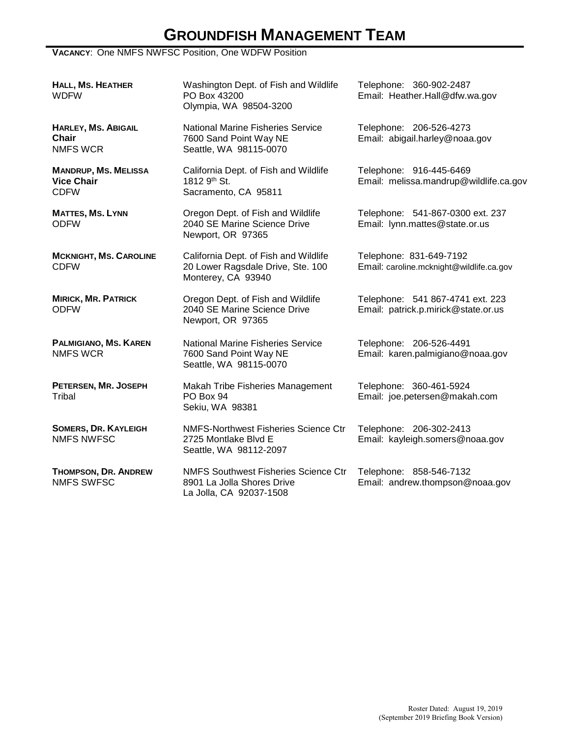# GROUNDFISH MANAGEMENT TEAM

**VACANCY**: One NMFS NWFSC Position, One WDFW Position

| | | |
|---|---|---|
| **HALL, MS. HEATHER**<br>WDFW | Washington Dept. of Fish and Wildlife<br>PO Box 43200<br>Olympia, WA 98504-3200 | Telephone: 360-902-2487<br>Email: Heather.Hall@dfw.wa.gov |
| **HARLEY, MS. ABIGAIL**<br>**Chair**<br>NMFS WCR | National Marine Fisheries Service<br>7600 Sand Point Way NE<br>Seattle, WA 98115-0070 | Telephone: 206-526-4273<br>Email: abigail.harley@noaa.gov |
| **MANDRUP, MS. MELISSA**<br>**Vice Chair**<br>CDFW | California Dept. of Fish and Wildlife<br>1812 9th St.<br>Sacramento, CA 95811 | Telephone: 916-445-6469<br>Email: melissa.mandrup@wildlife.ca.gov |
| **MATTES, MS. LYNN**<br>ODFW | Oregon Dept. of Fish and Wildlife<br>2040 SE Marine Science Drive<br>Newport, OR 97365 | Telephone: 541-867-0300 ext. 237<br>Email: lynn.mattes@state.or.us |
| **MCKNIGHT, MS. CAROLINE**<br>CDFW | California Dept. of Fish and Wildlife<br>20 Lower Ragsdale Drive, Ste. 100<br>Monterey, CA 93940 | Telephone: 831-649-7192<br>Email: caroline.mcknight@wildlife.ca.gov |
| **MIRICK, MR. PATRICK**<br>ODFW | Oregon Dept. of Fish and Wildlife<br>2040 SE Marine Science Drive<br>Newport, OR 97365 | Telephone: 541 867-4741 ext. 223<br>Email: patrick.p.mirick@state.or.us |
| **PALMIGIANO, MS. KAREN**<br>NMFS WCR | National Marine Fisheries Service<br>7600 Sand Point Way NE<br>Seattle, WA 98115-0070 | Telephone: 206-526-4491<br>Email: karen.palmigiano@noaa.gov |
| **PETERSEN, MR. JOSEPH**<br>Tribal | Makah Tribe Fisheries Management<br>PO Box 94<br>Sekiu, WA 98381 | Telephone: 360-461-5924<br>Email: joe.petersen@makah.com |
| **SOMERS, DR. KAYLEIGH**<br>NMFS NWFSC | NMFS-Northwest Fisheries Science Ctr<br>2725 Montlake Blvd E<br>Seattle, WA 98112-2097 | Telephone: 206-302-2413<br>Email: kayleigh.somers@noaa.gov |
| **THOMPSON, DR. ANDREW**<br>NMFS SWFSC | NMFS Southwest Fisheries Science Ctr<br>8901 La Jolla Shores Drive<br>La Jolla, CA 92037-1508 | Telephone: 858-546-7132<br>Email: andrew.thompson@noaa.gov |

Roster Dated: August 19, 2019
(September 2019 Briefing Book Version)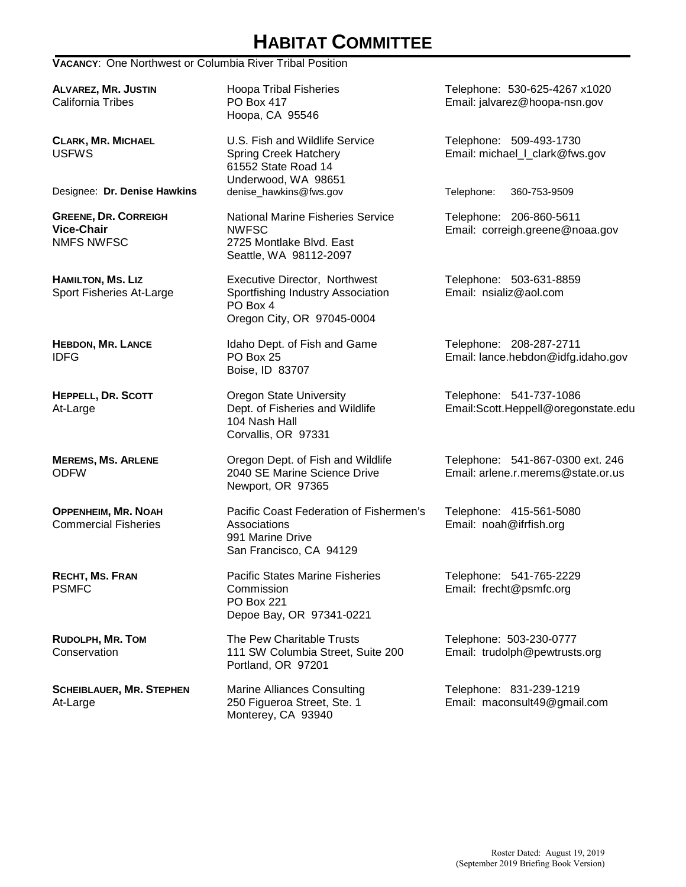# HABITAT COMMITTEE

**VACANCY**: One Northwest or Columbia River Tribal Position

| Member | Address | Contact |
|---|---|---|
| **ALVAREZ, MR. JUSTIN**<br>California Tribes | Hoopa Tribal Fisheries<br>PO Box 417<br>Hoopa, CA 95546 | Telephone: 530-625-4267 x1020<br>Email: jalvarez@hoopa-nsn.gov |
| **CLARK, MR. MICHAEL**<br>USFWS | U.S. Fish and Wildlife Service<br>Spring Creek Hatchery<br>61552 State Road 14<br>Underwood, WA 98651 | Telephone: 509-493-1730<br>Email: michael_l_clark@fws.gov |
| Designee: **Dr. Denise Hawkins** | denise_hawkins@fws.gov | Telephone: 360-753-9509 |
| **GREENE, DR. CORREIGH**<br>**Vice-Chair**<br>NMFS NWFSC | National Marine Fisheries Service<br>NWFSC<br>2725 Montlake Blvd. East<br>Seattle, WA 98112-2097 | Telephone: 206-860-5611<br>Email: correigh.greene@noaa.gov |
| **HAMILTON, MS. LIZ**<br>Sport Fisheries At-Large | Executive Director, Northwest Sportfishing Industry Association<br>PO Box 4<br>Oregon City, OR 97045-0004 | Telephone: 503-631-8859<br>Email: nsializ@aol.com |
| **HEBDON, MR. LANCE**<br>IDFG | Idaho Dept. of Fish and Game<br>PO Box 25<br>Boise, ID 83707 | Telephone: 208-287-2711<br>Email: lance.hebdon@idfg.idaho.gov |
| **HEPPELL, DR. SCOTT**<br>At-Large | Oregon State University<br>Dept. of Fisheries and Wildlife<br>104 Nash Hall<br>Corvallis, OR 97331 | Telephone: 541-737-1086<br>Email:Scott.Heppell@oregonstate.edu |
| **MEREMS, MS. ARLENE**<br>ODFW | Oregon Dept. of Fish and Wildlife<br>2040 SE Marine Science Drive<br>Newport, OR 97365 | Telephone: 541-867-0300 ext. 246<br>Email: arlene.r.merems@state.or.us |
| **OPPENHEIM, MR. NOAH**<br>Commercial Fisheries | Pacific Coast Federation of Fishermen's Associations<br>991 Marine Drive<br>San Francisco, CA 94129 | Telephone: 415-561-5080<br>Email: noah@ifrfish.org |
| **RECHT, MS. FRAN**<br>PSMFC | Pacific States Marine Fisheries Commission<br>PO Box 221<br>Depoe Bay, OR 97341-0221 | Telephone: 541-765-2229<br>Email: frecht@psmfc.org |
| **RUDOLPH, MR. TOM**<br>Conservation | The Pew Charitable Trusts<br>111 SW Columbia Street, Suite 200<br>Portland, OR 97201 | Telephone: 503-230-0777<br>Email: trudolph@pewtrusts.org |
| **SCHEIBLAUER, MR. STEPHEN**<br>At-Large | Marine Alliances Consulting<br>250 Figueroa Street, Ste. 1<br>Monterey, CA 93940 | Telephone: 831-239-1219<br>Email: maconsult49@gmail.com |

Roster Dated: August 19, 2019
(September 2019 Briefing Book Version)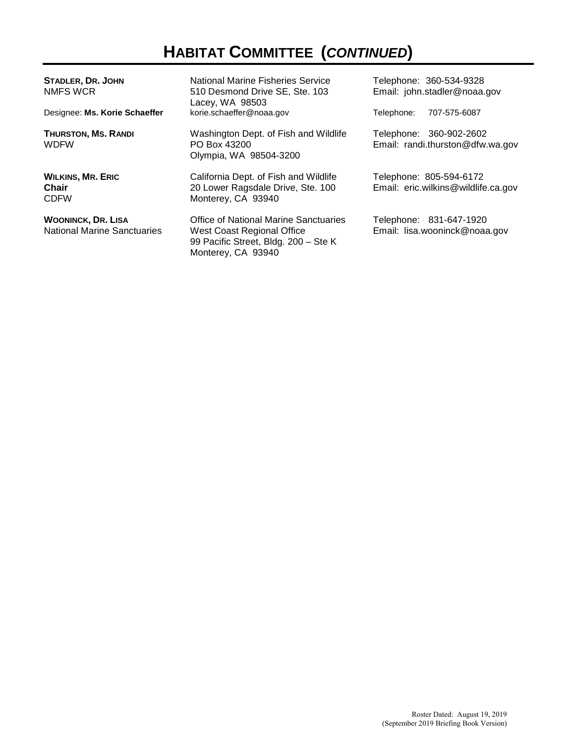# HABITAT COMMITTEE (*CONTINUED*)

| | | |
|---|---|---|
| **STADLER, DR. JOHN**<br>NMFS WCR | National Marine Fisheries Service<br>510 Desmond Drive SE, Ste. 103<br>Lacey, WA 98503 | Telephone: 360-534-9328<br>Email: john.stadler@noaa.gov |
| Designee: **Ms. Korie Schaeffer** | korie.schaeffer@noaa.gov | Telephone: 707-575-6087 |
| **THURSTON, MS. RANDI**<br>WDFW | Washington Dept. of Fish and Wildlife<br>PO Box 43200<br>Olympia, WA 98504-3200 | Telephone: 360-902-2602<br>Email: randi.thurston@dfw.wa.gov |
| **WILKINS, MR. ERIC**<br>**Chair**<br>CDFW | California Dept. of Fish and Wildlife<br>20 Lower Ragsdale Drive, Ste. 100<br>Monterey, CA 93940 | Telephone: 805-594-6172<br>Email: eric.wilkins@wildlife.ca.gov |
| **WOONINCK, DR. LISA**<br>National Marine Sanctuaries | Office of National Marine Sanctuaries<br>West Coast Regional Office<br>99 Pacific Street, Bldg. 200 – Ste K<br>Monterey, CA 93940 | Telephone: 831-647-1920<br>Email: lisa.wooninck@noaa.gov |

Roster Dated: August 19, 2019
(September 2019 Briefing Book Version)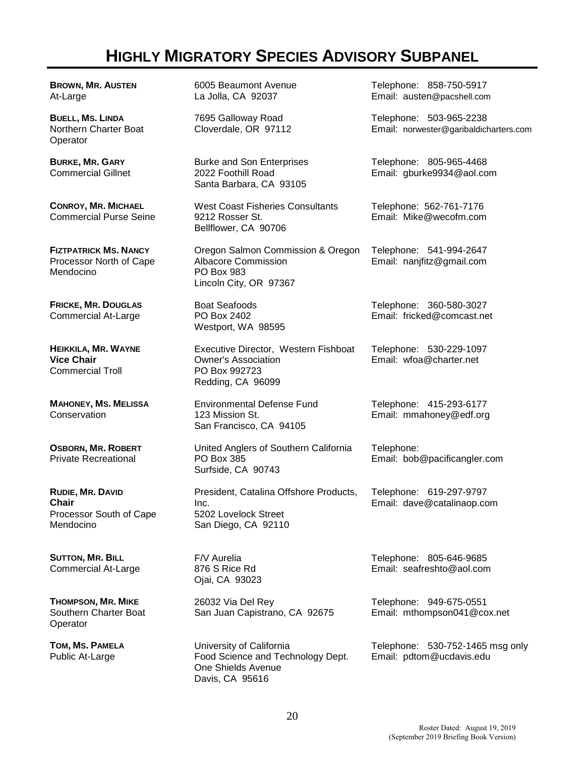# HIGHLY MIGRATORY SPECIES ADVISORY SUBPANEL

| Member | Address | Contact |
|---|---|---|
| **BROWN, MR. AUSTEN**<br>At-Large | 6005 Beaumont Avenue<br>La Jolla, CA 92037 | Telephone: 858-750-5917<br>Email: austen@pacshell.com |
| **BUELL, MS. LINDA**<br>Northern Charter Boat Operator | 7695 Galloway Road<br>Cloverdale, OR 97112 | Telephone: 503-965-2238<br>Email: norwester@garibaldicharters.com |
| **BURKE, MR. GARY**<br>Commercial Gillnet | Burke and Son Enterprises<br>2022 Foothill Road<br>Santa Barbara, CA 93105 | Telephone: 805-965-4468<br>Email: gburke9934@aol.com |
| **CONROY, MR. MICHAEL**<br>Commercial Purse Seine | West Coast Fisheries Consultants<br>9212 Rosser St.<br>Bellflower, CA 90706 | Telephone: 562-761-7176<br>Email: Mike@wecofm.com |
| **FIZTPATRICK MS. NANCY**<br>Processor North of Cape Mendocino | Oregon Salmon Commission & Oregon Albacore Commission<br>PO Box 983<br>Lincoln City, OR 97367 | Telephone: 541-994-2647<br>Email: nanjfitz@gmail.com |
| **FRICKE, MR. DOUGLAS**<br>Commercial At-Large | Boat Seafoods<br>PO Box 2402<br>Westport, WA 98595 | Telephone: 360-580-3027<br>Email: fricked@comcast.net |
| **HEIKKILA, MR. WAYNE**<br>**Vice Chair**<br>Commercial Troll | Executive Director, Western Fishboat Owner's Association<br>PO Box 992723<br>Redding, CA 96099 | Telephone: 530-229-1097<br>Email: wfoa@charter.net |
| **MAHONEY, MS. MELISSA**<br>Conservation | Environmental Defense Fund<br>123 Mission St.<br>San Francisco, CA 94105 | Telephone: 415-293-6177<br>Email: mmahoney@edf.org |
| **OSBORN, MR. ROBERT**<br>Private Recreational | United Anglers of Southern California<br>PO Box 385<br>Surfside, CA 90743 | Telephone:<br>Email: bob@pacificangler.com |
| **RUDIE, MR. DAVID**<br>**Chair**<br>Processor South of Cape Mendocino | President, Catalina Offshore Products, Inc.<br>5202 Lovelock Street<br>San Diego, CA 92110 | Telephone: 619-297-9797<br>Email: dave@catalinaop.com |
| **SUTTON, MR. BILL**<br>Commercial At-Large | F/V Aurelia<br>876 S Rice Rd<br>Ojai, CA 93023 | Telephone: 805-646-9685<br>Email: seafreshto@aol.com |
| **THOMPSON, MR. MIKE**<br>Southern Charter Boat Operator | 26032 Via Del Rey<br>San Juan Capistrano, CA 92675 | Telephone: 949-675-0551<br>Email: mthompson041@cox.net |
| **TOM, MS. PAMELA**<br>Public At-Large | University of California<br>Food Science and Technology Dept.<br>One Shields Avenue<br>Davis, CA 95616 | Telephone: 530-752-1465 msg only<br>Email: pdtom@ucdavis.edu |

Roster Dated: August 19, 2019
(September 2019 Briefing Book Version)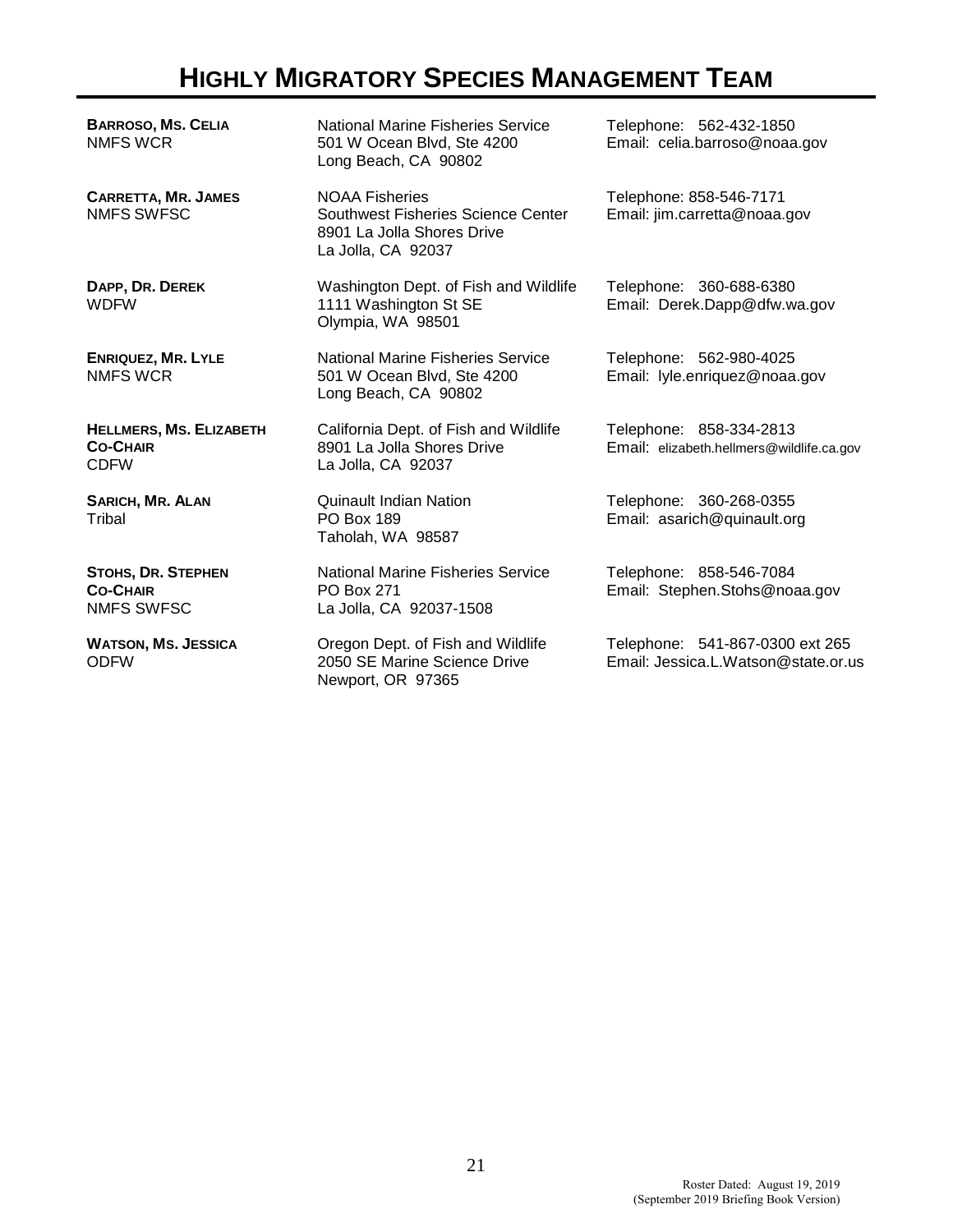# HIGHLY MIGRATORY SPECIES MANAGEMENT TEAM

| Name | Address | Contact |
| --- | --- | --- |
| **BARROSO, MS. CELIA**<br>NMFS WCR | National Marine Fisheries Service<br>501 W Ocean Blvd, Ste 4200<br>Long Beach, CA 90802 | Telephone: 562-432-1850<br>Email: celia.barroso@noaa.gov |
| **CARRETTA, MR. JAMES**<br>NMFS SWFSC | NOAA Fisheries<br>Southwest Fisheries Science Center<br>8901 La Jolla Shores Drive<br>La Jolla, CA 92037 | Telephone: 858-546-7171<br>Email: jim.carretta@noaa.gov |
| **DAPP, DR. DEREK**<br>WDFW | Washington Dept. of Fish and Wildlife<br>1111 Washington St SE<br>Olympia, WA 98501 | Telephone: 360-688-6380<br>Email: Derek.Dapp@dfw.wa.gov |
| **ENRIQUEZ, MR. LYLE**<br>NMFS WCR | National Marine Fisheries Service<br>501 W Ocean Blvd, Ste 4200<br>Long Beach, CA 90802 | Telephone: 562-980-4025<br>Email: lyle.enriquez@noaa.gov |
| **HELLMERS, MS. ELIZABETH**<br>**CO-CHAIR**<br>CDFW | California Dept. of Fish and Wildlife<br>8901 La Jolla Shores Drive<br>La Jolla, CA 92037 | Telephone: 858-334-2813<br>Email: elizabeth.hellmers@wildlife.ca.gov |
| **SARICH, MR. ALAN**<br>Tribal | Quinault Indian Nation<br>PO Box 189<br>Taholah, WA 98587 | Telephone: 360-268-0355<br>Email: asarich@quinault.org |
| **STOHS, DR. STEPHEN**<br>**CO-CHAIR**<br>NMFS SWFSC | National Marine Fisheries Service<br>PO Box 271<br>La Jolla, CA 92037-1508 | Telephone: 858-546-7084<br>Email: Stephen.Stohs@noaa.gov |
| **WATSON, MS. JESSICA**<br>ODFW | Oregon Dept. of Fish and Wildlife<br>2050 SE Marine Science Drive<br>Newport, OR 97365 | Telephone: 541-867-0300 ext 265<br>Email: Jessica.L.Watson@state.or.us |

Roster Dated: August 19, 2019
(September 2019 Briefing Book Version)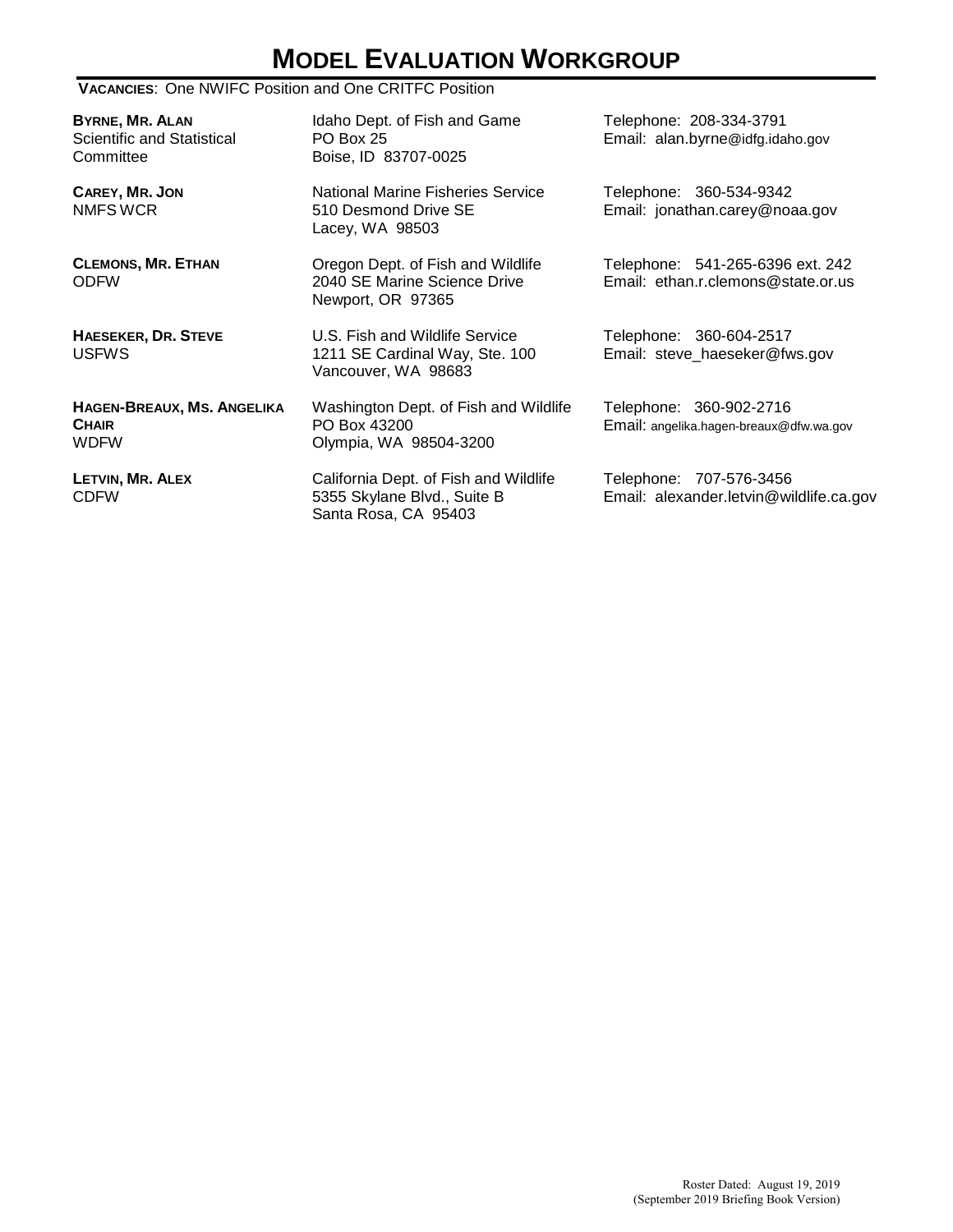# MODEL EVALUATION WORKGROUP

**VACANCIES**: One NWIFC Position and One CRITFC Position

**BYRNE, MR. ALAN**
Scientific and Statistical Committee
Idaho Dept. of Fish and Game
PO Box 25
Boise, ID 83707-0025
Telephone: 208-334-3791
Email: alan.byrne@idfg.idaho.gov

**CAREY, MR. JON**
NMFS WCR
National Marine Fisheries Service
510 Desmond Drive SE
Lacey, WA 98503
Telephone: 360-534-9342
Email: jonathan.carey@noaa.gov

**CLEMONS, MR. ETHAN**
ODFW
Oregon Dept. of Fish and Wildlife
2040 SE Marine Science Drive
Newport, OR 97365
Telephone: 541-265-6396 ext. 242
Email: ethan.r.clemons@state.or.us

**HAESEKER, DR. STEVE**
USFWS
U.S. Fish and Wildlife Service
1211 SE Cardinal Way, Ste. 100
Vancouver, WA 98683
Telephone: 360-604-2517
Email: steve_haeseker@fws.gov

**HAGEN-BREAUX, MS. ANGELIKA**
**CHAIR**
WDFW
Washington Dept. of Fish and Wildlife
PO Box 43200
Olympia, WA 98504-3200
Telephone: 360-902-2716
Email: angelika.hagen-breaux@dfw.wa.gov

**LETVIN, MR. ALEX**
CDFW
California Dept. of Fish and Wildlife
5355 Skylane Blvd., Suite B
Santa Rosa, CA 95403
Telephone: 707-576-3456
Email: alexander.letvin@wildlife.ca.gov

Roster Dated: August 19, 2019
(September 2019 Briefing Book Version)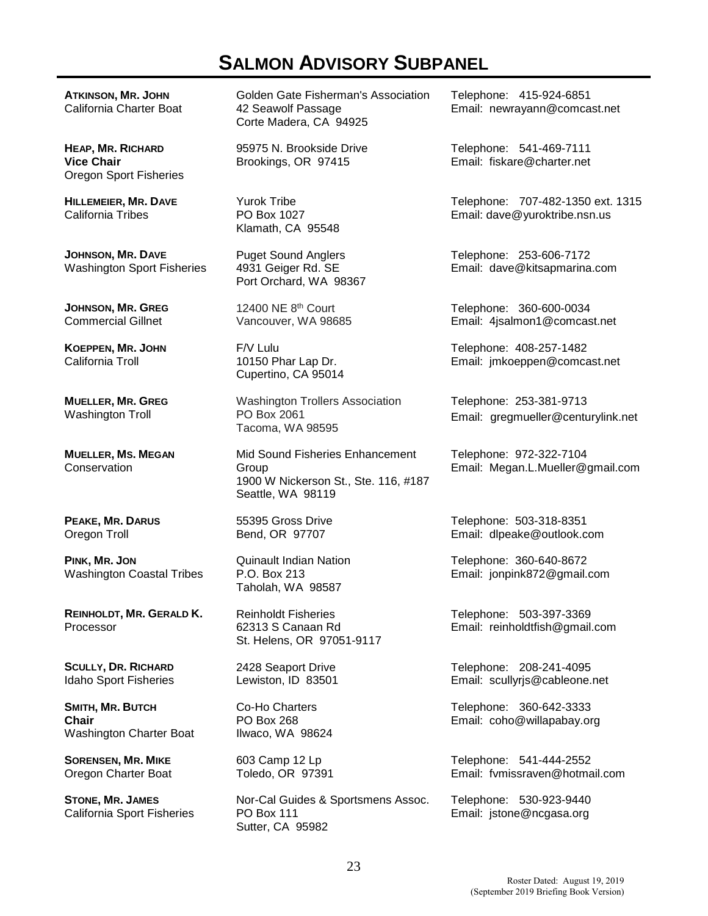# SALMON ADVISORY SUBPANEL

| Name / Representation | Organization / Address | Contact |
|---|---|---|
| **ATKINSON, MR. JOHN**<br>California Charter Boat | Golden Gate Fisherman's Association<br>42 Seawolf Passage<br>Corte Madera, CA 94925 | Telephone: 415-924-6851<br>Email: newrayann@comcast.net |
| **HEAP, MR. RICHARD**<br>**Vice Chair**<br>Oregon Sport Fisheries | 95975 N. Brookside Drive<br>Brookings, OR 97415 | Telephone: 541-469-7111<br>Email: fiskare@charter.net |
| **HILLEMEIER, MR. DAVE**<br>California Tribes | Yurok Tribe<br>PO Box 1027<br>Klamath, CA 95548 | Telephone: 707-482-1350 ext. 1315<br>Email: dave@yuroktribe.nsn.us |
| **JOHNSON, MR. DAVE**<br>Washington Sport Fisheries | Puget Sound Anglers<br>4931 Geiger Rd. SE<br>Port Orchard, WA 98367 | Telephone: 253-606-7172<br>Email: dave@kitsapmarina.com |
| **JOHNSON, MR. GREG**<br>Commercial Gillnet | 12400 NE 8th Court<br>Vancouver, WA 98685 | Telephone: 360-600-0034<br>Email: 4jsalmon1@comcast.net |
| **KOEPPEN, MR. JOHN**<br>California Troll | F/V Lulu<br>10150 Phar Lap Dr.<br>Cupertino, CA 95014 | Telephone: 408-257-1482<br>Email: jmkoeppen@comcast.net |
| **MUELLER, MR. GREG**<br>Washington Troll | Washington Trollers Association<br>PO Box 2061<br>Tacoma, WA 98595 | Telephone: 253-381-9713<br>Email: gregmueller@centurylink.net |
| **MUELLER, MS. MEGAN**<br>Conservation | Mid Sound Fisheries Enhancement Group<br>1900 W Nickerson St., Ste. 116, #187<br>Seattle, WA 98119 | Telephone: 972-322-7104<br>Email: Megan.L.Mueller@gmail.com |
| **PEAKE, MR. DARUS**<br>Oregon Troll | 55395 Gross Drive<br>Bend, OR 97707 | Telephone: 503-318-8351<br>Email: dlpeake@outlook.com |
| **PINK, MR. JON**<br>Washington Coastal Tribes | Quinault Indian Nation<br>P.O. Box 213<br>Taholah, WA 98587 | Telephone: 360-640-8672<br>Email: jonpink872@gmail.com |
| **REINHOLDT, MR. GERALD K.**<br>Processor | Reinholdt Fisheries<br>62313 S Canaan Rd<br>St. Helens, OR 97051-9117 | Telephone: 503-397-3369<br>Email: reinholdtfish@gmail.com |
| **SCULLY, DR. RICHARD**<br>Idaho Sport Fisheries | 2428 Seaport Drive<br>Lewiston, ID 83501 | Telephone: 208-241-4095<br>Email: scullyrjs@cableone.net |
| **SMITH, MR. BUTCH**<br>**Chair**<br>Washington Charter Boat | Co-Ho Charters<br>PO Box 268<br>Ilwaco, WA 98624 | Telephone: 360-642-3333<br>Email: coho@willapabay.org |
| **SORENSEN, MR. MIKE**<br>Oregon Charter Boat | 603 Camp 12 Lp<br>Toledo, OR 97391 | Telephone: 541-444-2552<br>Email: fvmissraven@hotmail.com |
| **STONE, MR. JAMES**<br>California Sport Fisheries | Nor-Cal Guides & Sportsmens Assoc.<br>PO Box 111<br>Sutter, CA 95982 | Telephone: 530-923-9440<br>Email: jstone@ncgasa.org |

Roster Dated: August 19, 2019
(September 2019 Briefing Book Version)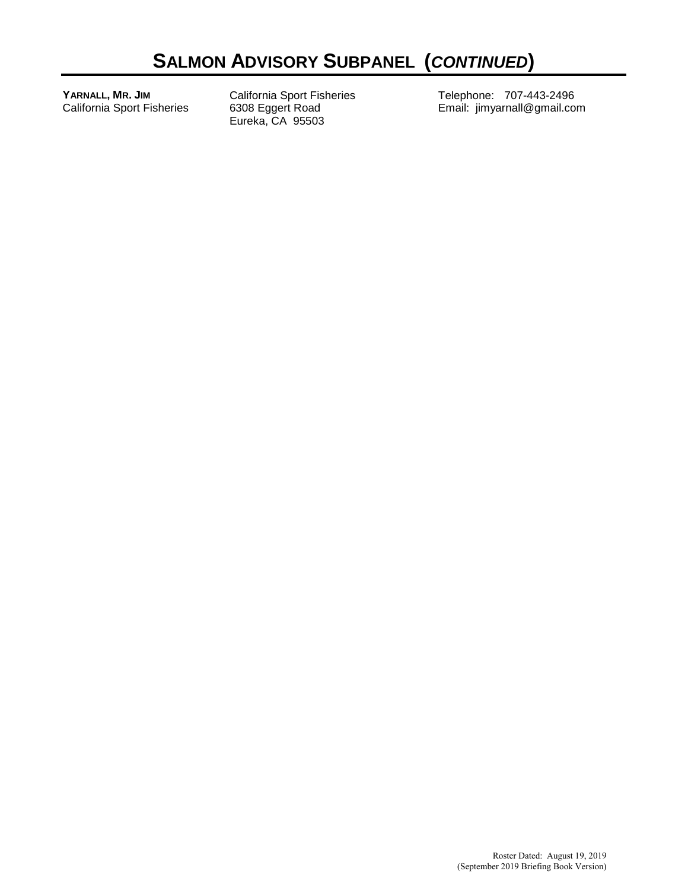# SALMON ADVISORY SUBPANEL (*CONTINUED*)

| | | |
|---|---|---|
| **YARNALL, MR. JIM**<br>California Sport Fisheries | California Sport Fisheries<br>6308 Eggert Road<br>Eureka, CA 95503 | Telephone: 707-443-2496<br>Email: jimyarnall@gmail.com |

Roster Dated: August 19, 2019
(September 2019 Briefing Book Version)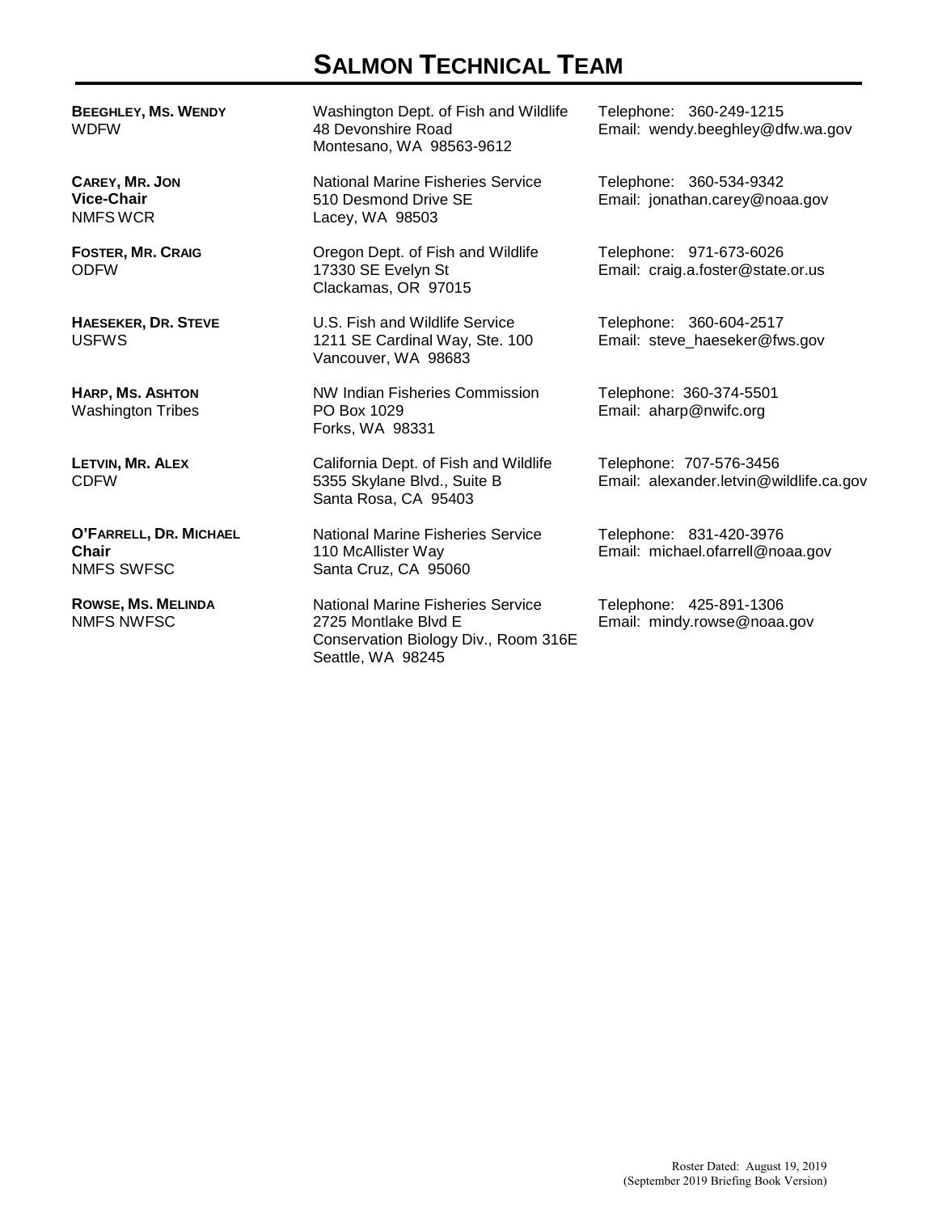# SALMON TECHNICAL TEAM

| Member | Address | Contact |
|---|---|---|
| **BEEGHLEY, MS. WENDY**<br>WDFW | Washington Dept. of Fish and Wildlife<br>48 Devonshire Road<br>Montesano, WA 98563-9612 | Telephone: 360-249-1215<br>Email: wendy.beeghley@dfw.wa.gov |
| **CAREY, MR. JON**<br>**Vice-Chair**<br>NMFS WCR | National Marine Fisheries Service<br>510 Desmond Drive SE<br>Lacey, WA 98503 | Telephone: 360-534-9342<br>Email: jonathan.carey@noaa.gov |
| **FOSTER, MR. CRAIG**<br>ODFW | Oregon Dept. of Fish and Wildlife<br>17330 SE Evelyn St<br>Clackamas, OR 97015 | Telephone: 971-673-6026<br>Email: craig.a.foster@state.or.us |
| **HAESEKER, DR. STEVE**<br>USFWS | U.S. Fish and Wildlife Service<br>1211 SE Cardinal Way, Ste. 100<br>Vancouver, WA 98683 | Telephone: 360-604-2517<br>Email: steve_haeseker@fws.gov |
| **HARP, MS. ASHTON**<br>Washington Tribes | NW Indian Fisheries Commission<br>PO Box 1029<br>Forks, WA 98331 | Telephone: 360-374-5501<br>Email: aharp@nwifc.org |
| **LETVIN, MR. ALEX**<br>CDFW | California Dept. of Fish and Wildlife<br>5355 Skylane Blvd., Suite B<br>Santa Rosa, CA 95403 | Telephone: 707-576-3456<br>Email: alexander.letvin@wildlife.ca.gov |
| **O'FARRELL, DR. MICHAEL**<br>**Chair**<br>NMFS SWFSC | National Marine Fisheries Service<br>110 McAllister Way<br>Santa Cruz, CA 95060 | Telephone: 831-420-3976<br>Email: michael.ofarrell@noaa.gov |
| **ROWSE, MS. MELINDA**<br>NMFS NWFSC | National Marine Fisheries Service<br>2725 Montlake Blvd E<br>Conservation Biology Div., Room 316E<br>Seattle, WA 98245 | Telephone: 425-891-1306<br>Email: mindy.rowse@noaa.gov |

Roster Dated: August 19, 2019
(September 2019 Briefing Book Version)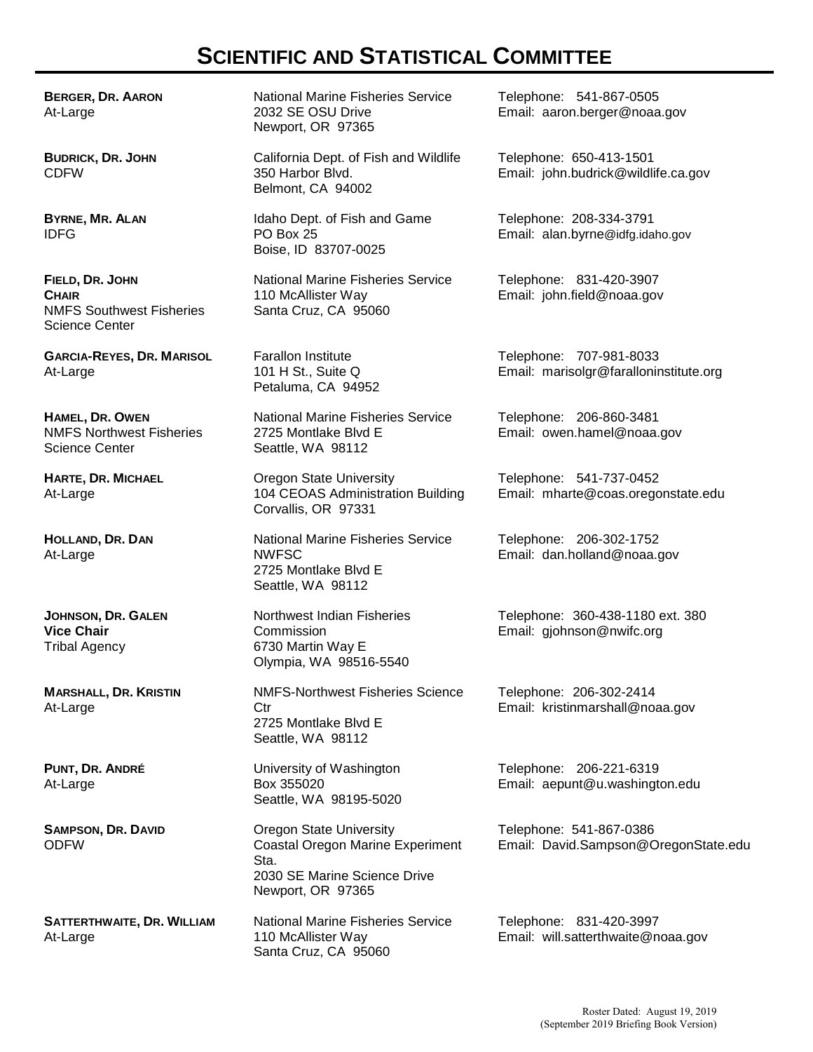# SCIENTIFIC AND STATISTICAL COMMITTEE

| Member | Address | Contact |
| --- | --- | --- |
| **BERGER, DR. AARON**<br>At-Large | National Marine Fisheries Service<br>2032 SE OSU Drive<br>Newport, OR 97365 | Telephone: 541-867-0505<br>Email: aaron.berger@noaa.gov |
| **BUDRICK, DR. JOHN**<br>CDFW | California Dept. of Fish and Wildlife<br>350 Harbor Blvd.<br>Belmont, CA 94002 | Telephone: 650-413-1501<br>Email: john.budrick@wildlife.ca.gov |
| **BYRNE, MR. ALAN**<br>IDFG | Idaho Dept. of Fish and Game<br>PO Box 25<br>Boise, ID 83707-0025 | Telephone: 208-334-3791<br>Email: alan.byrne@idfg.idaho.gov |
| **FIELD, DR. JOHN**<br>**CHAIR**<br>NMFS Southwest Fisheries Science Center | National Marine Fisheries Service<br>110 McAllister Way<br>Santa Cruz, CA 95060 | Telephone: 831-420-3907<br>Email: john.field@noaa.gov |
| **GARCIA-REYES, DR. MARISOL**<br>At-Large | Farallon Institute<br>101 H St., Suite Q<br>Petaluma, CA 94952 | Telephone: 707-981-8033<br>Email: marisolgr@faralloninstitute.org |
| **HAMEL, DR. OWEN**<br>NMFS Northwest Fisheries Science Center | National Marine Fisheries Service<br>2725 Montlake Blvd E<br>Seattle, WA 98112 | Telephone: 206-860-3481<br>Email: owen.hamel@noaa.gov |
| **HARTE, DR. MICHAEL**<br>At-Large | Oregon State University<br>104 CEOAS Administration Building<br>Corvallis, OR 97331 | Telephone: 541-737-0452<br>Email: mharte@coas.oregonstate.edu |
| **HOLLAND, DR. DAN**<br>At-Large | National Marine Fisheries Service<br>NWFSC<br>2725 Montlake Blvd E<br>Seattle, WA 98112 | Telephone: 206-302-1752<br>Email: dan.holland@noaa.gov |
| **JOHNSON, DR. GALEN**<br>**Vice Chair**<br>Tribal Agency | Northwest Indian Fisheries Commission<br>6730 Martin Way E<br>Olympia, WA 98516-5540 | Telephone: 360-438-1180 ext. 380<br>Email: gjohnson@nwifc.org |
| **MARSHALL, DR. KRISTIN**<br>At-Large | NMFS-Northwest Fisheries Science Ctr<br>2725 Montlake Blvd E<br>Seattle, WA 98112 | Telephone: 206-302-2414<br>Email: kristinmarshall@noaa.gov |
| **PUNT, DR. ANDRÉ**<br>At-Large | University of Washington<br>Box 355020<br>Seattle, WA 98195-5020 | Telephone: 206-221-6319<br>Email: aepunt@u.washington.edu |
| **SAMPSON, DR. DAVID**<br>ODFW | Oregon State University<br>Coastal Oregon Marine Experiment Sta.<br>2030 SE Marine Science Drive<br>Newport, OR 97365 | Telephone: 541-867-0386<br>Email: David.Sampson@OregonState.edu |
| **SATTERTHWAITE, DR. WILLIAM**<br>At-Large | National Marine Fisheries Service<br>110 McAllister Way<br>Santa Cruz, CA 95060 | Telephone: 831-420-3997<br>Email: will.satterthwaite@noaa.gov |

Roster Dated: August 19, 2019
(September 2019 Briefing Book Version)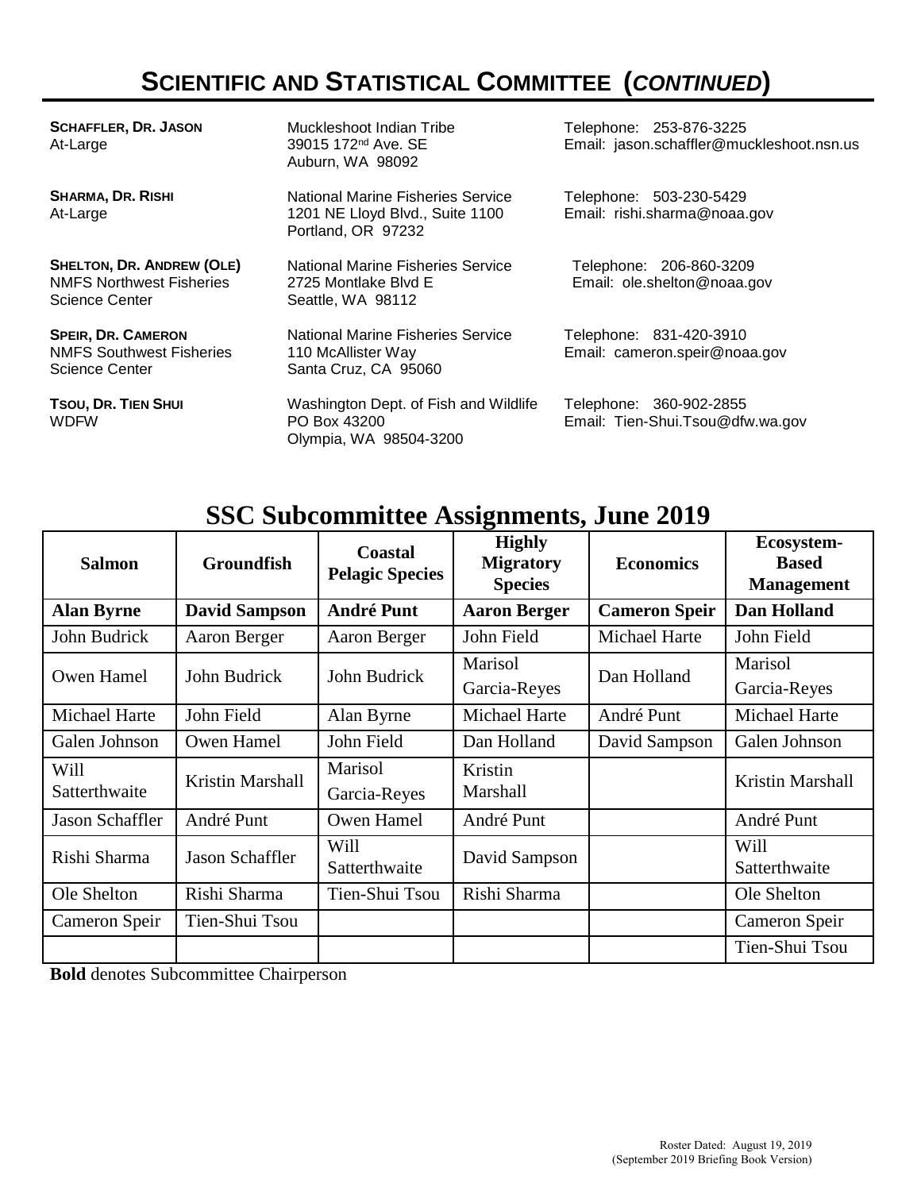# Scientific and Statistical Committee (*continued*)

**Schaffler, Dr. Jason**
At-Large

Muckleshoot Indian Tribe
39015 172nd Ave. SE
Auburn, WA 98092

Telephone: 253-876-3225
Email: jason.schaffler@muckleshoot.nsn.us

**Sharma, Dr. Rishi**
At-Large

National Marine Fisheries Service
1201 NE Lloyd Blvd., Suite 1100
Portland, OR 97232

Telephone: 503-230-5429
Email: rishi.sharma@noaa.gov

**Shelton, Dr. Andrew (Ole)**
NMFS Northwest Fisheries Science Center

National Marine Fisheries Service
2725 Montlake Blvd E
Seattle, WA 98112

Telephone: 206-860-3209
Email: ole.shelton@noaa.gov

**Speir, Dr. Cameron**
NMFS Southwest Fisheries Science Center

National Marine Fisheries Service
110 McAllister Way
Santa Cruz, CA 95060

Telephone: 831-420-3910
Email: cameron.speir@noaa.gov

**Tsou, Dr. Tien Shui**
WDFW

Washington Dept. of Fish and Wildlife
PO Box 43200
Olympia, WA 98504-3200

Telephone: 360-902-2855
Email: Tien-Shui.Tsou@dfw.wa.gov

## SSC Subcommittee Assignments, June 2019

| Salmon | Groundfish | Coastal Pelagic Species | Highly Migratory Species | Economics | Ecosystem-Based Management |
|---|---|---|---|---|---|
| **Alan Byrne** | **David Sampson** | **André Punt** | **Aaron Berger** | **Cameron Speir** | **Dan Holland** |
| John Budrick | Aaron Berger | Aaron Berger | John Field | Michael Harte | John Field |
| Owen Hamel | John Budrick | John Budrick | Marisol Garcia-Reyes | Dan Holland | Marisol Garcia-Reyes |
| Michael Harte | John Field | Alan Byrne | Michael Harte | André Punt | Michael Harte |
| Galen Johnson | Owen Hamel | John Field | Dan Holland | David Sampson | Galen Johnson |
| Will Satterthwaite | Kristin Marshall | Marisol Garcia-Reyes | Kristin Marshall | | Kristin Marshall |
| Jason Schaffler | André Punt | Owen Hamel | André Punt | | André Punt |
| Rishi Sharma | Jason Schaffler | Will Satterthwaite | David Sampson | | Will Satterthwaite |
| Ole Shelton | Rishi Sharma | Tien-Shui Tsou | Rishi Sharma | | Ole Shelton |
| Cameron Speir | Tien-Shui Tsou | | | | Cameron Speir |
| | | | | | Tien-Shui Tsou |

**Bold** denotes Subcommittee Chairperson

Roster Dated: August 19, 2019
(September 2019 Briefing Book Version)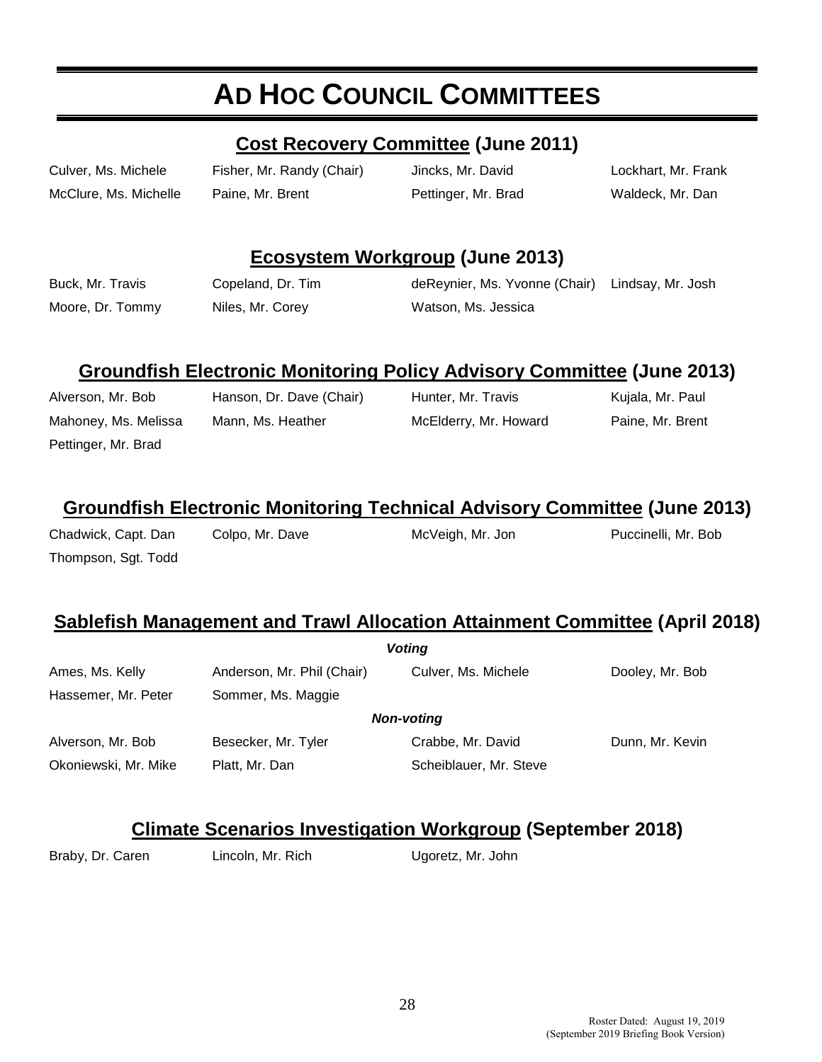# AD HOC COUNCIL COMMITTEES

## Cost Recovery Committee (June 2011)

| | | | |
|---|---|---|---|
| Culver, Ms. Michele | Fisher, Mr. Randy (Chair) | Jincks, Mr. David | Lockhart, Mr. Frank |
| McClure, Ms. Michelle | Paine, Mr. Brent | Pettinger, Mr. Brad | Waldeck, Mr. Dan |

## Ecosystem Workgroup (June 2013)

| | | | |
|---|---|---|---|
| Buck, Mr. Travis | Copeland, Dr. Tim | deReynier, Ms. Yvonne (Chair) | Lindsay, Mr. Josh |
| Moore, Dr. Tommy | Niles, Mr. Corey | Watson, Ms. Jessica | |

## Groundfish Electronic Monitoring Policy Advisory Committee (June 2013)

| | | | |
|---|---|---|---|
| Alverson, Mr. Bob | Hanson, Dr. Dave (Chair) | Hunter, Mr. Travis | Kujala, Mr. Paul |
| Mahoney, Ms. Melissa | Mann, Ms. Heather | McElderry, Mr. Howard | Paine, Mr. Brent |
| Pettinger, Mr. Brad | | | |

## Groundfish Electronic Monitoring Technical Advisory Committee (June 2013)

| | | | |
|---|---|---|---|
| Chadwick, Capt. Dan | Colpo, Mr. Dave | McVeigh, Mr. Jon | Puccinelli, Mr. Bob |
| Thompson, Sgt. Todd | | | |

## Sablefish Management and Trawl Allocation Attainment Committee (April 2018)

***Voting***

| | | | |
|---|---|---|---|
| Ames, Ms. Kelly | Anderson, Mr. Phil (Chair) | Culver, Ms. Michele | Dooley, Mr. Bob |
| Hassemer, Mr. Peter | Sommer, Ms. Maggie | | |

***Non-voting***

| | | | |
|---|---|---|---|
| Alverson, Mr. Bob | Besecker, Mr. Tyler | Crabbe, Mr. David | Dunn, Mr. Kevin |
| Okoniewski, Mr. Mike | Platt, Mr. Dan | Scheiblauer, Mr. Steve | |

## Climate Scenarios Investigation Workgroup (September 2018)

| | | |
|---|---|---|
| Braby, Dr. Caren | Lincoln, Mr. Rich | Ugoretz, Mr. John |

Roster Dated: August 19, 2019
(September 2019 Briefing Book Version)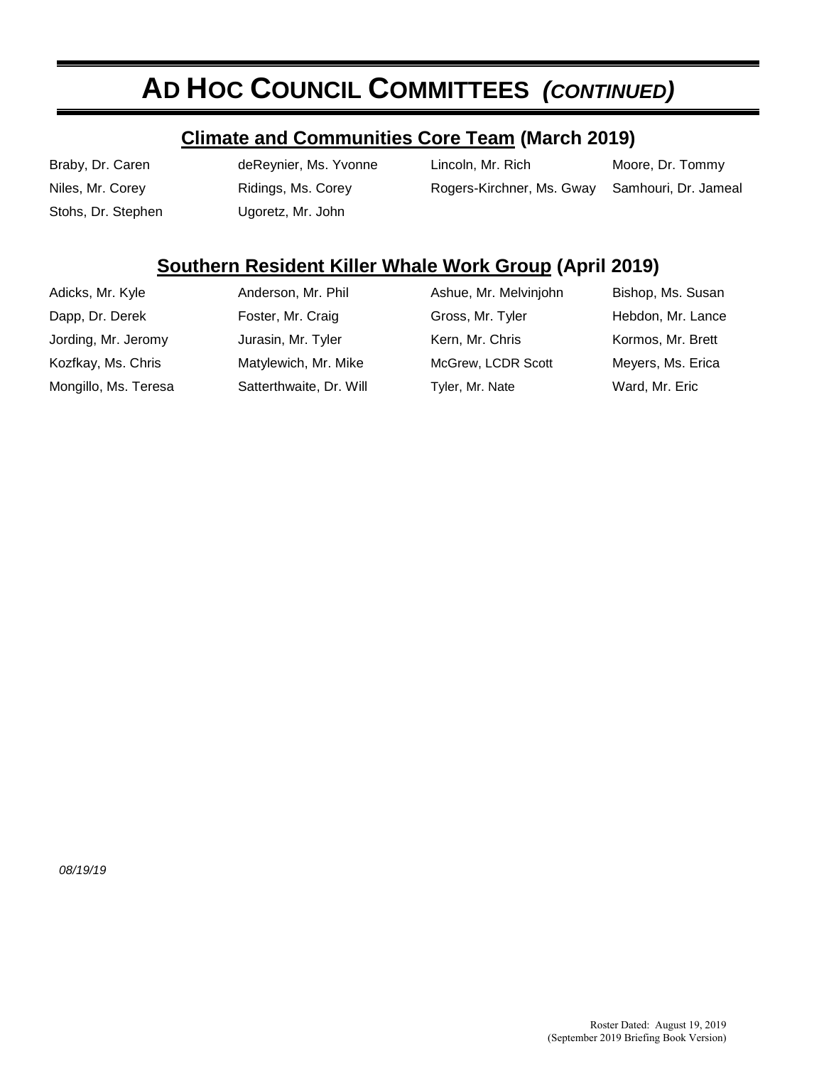# AD HOC COUNCIL COMMITTEES *(CONTINUED)*

## Climate and Communities Core Team (March 2019)

| | | | |
|---|---|---|---|
| Braby, Dr. Caren | deReynier, Ms. Yvonne | Lincoln, Mr. Rich | Moore, Dr. Tommy |
| Niles, Mr. Corey | Ridings, Ms. Corey | Rogers-Kirchner, Ms. Gway | Samhouri, Dr. Jameal |
| Stohs, Dr. Stephen | Ugoretz, Mr. John | | |

## Southern Resident Killer Whale Work Group (April 2019)

| | | | |
|---|---|---|---|
| Adicks, Mr. Kyle | Anderson, Mr. Phil | Ashue, Mr. Melvinjohn | Bishop, Ms. Susan |
| Dapp, Dr. Derek | Foster, Mr. Craig | Gross, Mr. Tyler | Hebdon, Mr. Lance |
| Jording, Mr. Jeromy | Jurasin, Mr. Tyler | Kern, Mr. Chris | Kormos, Mr. Brett |
| Kozfkay, Ms. Chris | Matylewich, Mr. Mike | McGrew, LCDR Scott | Meyers, Ms. Erica |
| Mongillo, Ms. Teresa | Satterthwaite, Dr. Will | Tyler, Mr. Nate | Ward, Mr. Eric |

*08/19/19*

Roster Dated: August 19, 2019
(September 2019 Briefing Book Version)